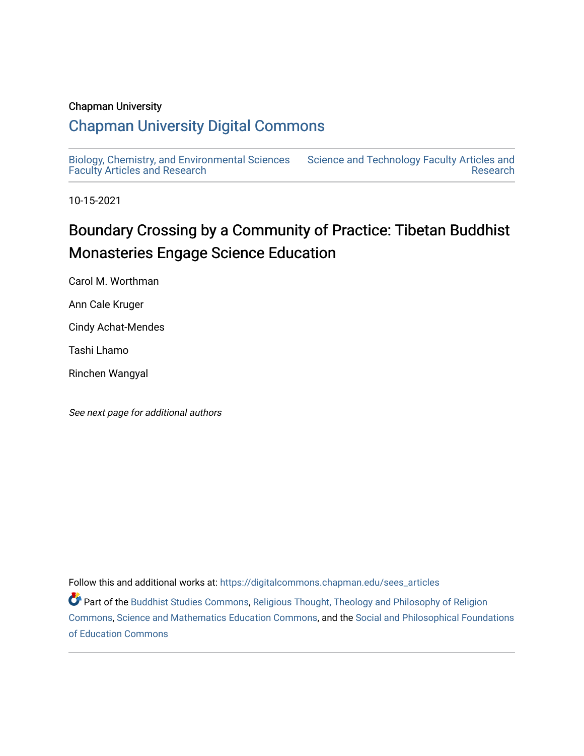Chapman University

# Chapman University Digital Commons

Biology, Chemistry, and Environmental Sciences Faculty Articles and Research

Science and Technology Faculty Articles and Research

10-15-2021

## Boundary Crossing by a Community of Practice: Tibetan Buddhist Monasteries Engage Science Education

Carol M. Worthman

Ann Cale Kruger

Cindy Achat-Mendes

Tashi Lhamo

Rinchen Wangyal

*See next page for additional authors*

Follow this and additional works at: https://digitalcommons.chapman.edu/sees_articles

Part of the Buddhist Studies Commons, Religious Thought, Theology and Philosophy of Religion Commons, Science and Mathematics Education Commons, and the Social and Philosophical Foundations of Education Commons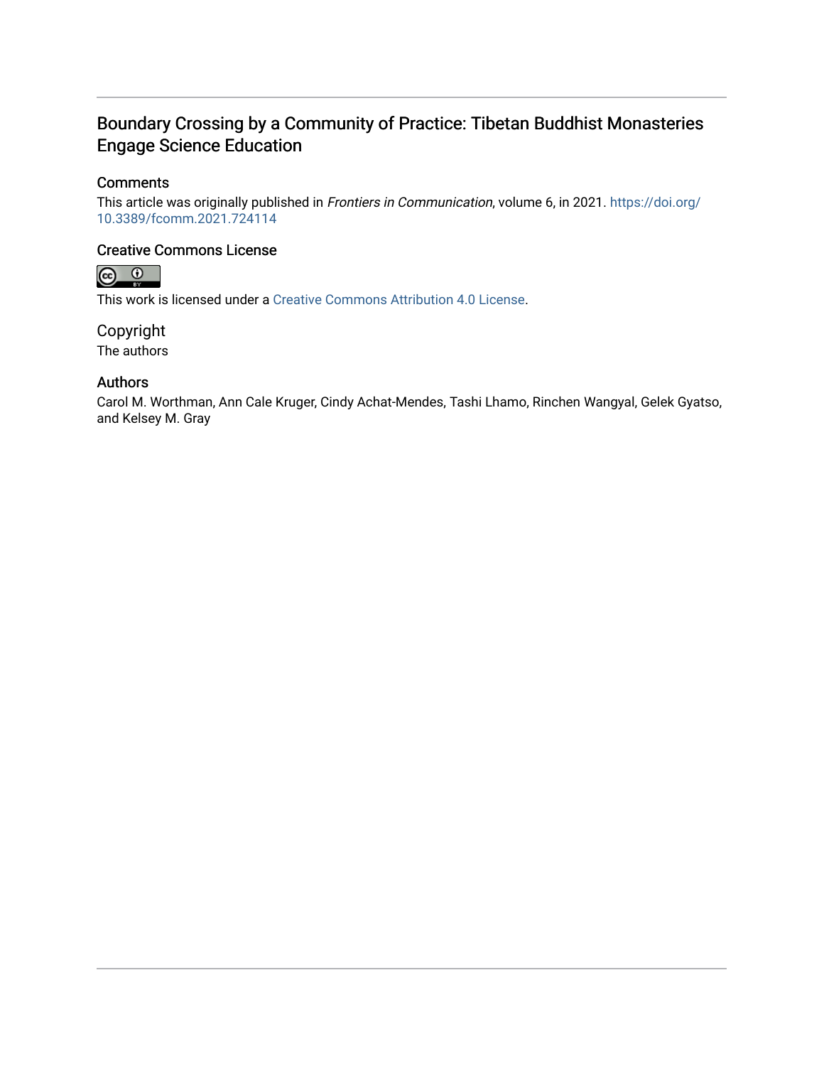# Boundary Crossing by a Community of Practice: Tibetan Buddhist Monasteries Engage Science Education

## Comments

This article was originally published in *Frontiers in Communication*, volume 6, in 2021. https://doi.org/10.3389/fcomm.2021.724114

## Creative Commons License

This work is licensed under a Creative Commons Attribution 4.0 License.

## Copyright

The authors

## Authors

Carol M. Worthman, Ann Cale Kruger, Cindy Achat-Mendes, Tashi Lhamo, Rinchen Wangyal, Gelek Gyatso, and Kelsey M. Gray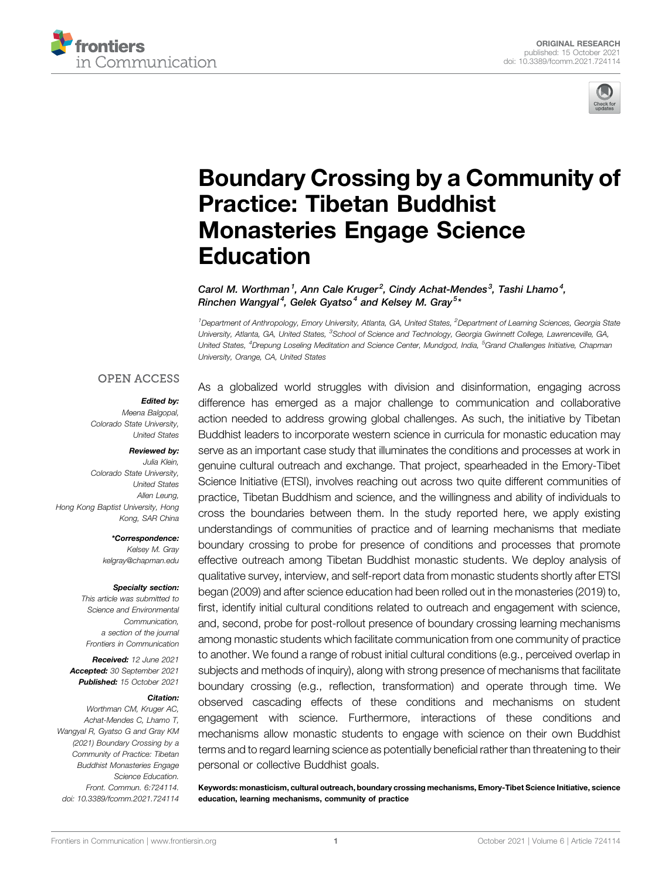# Boundary Crossing by a Community of Practice: Tibetan Buddhist Monasteries Engage Science Education

*Carol M. Worthman[1], Ann Cale Kruger[2], Cindy Achat-Mendes[3], Tashi Lhamo[4], Rinchen Wangyal[4], Gelek Gyatso[4] and Kelsey M. Gray[5]\**

[1]Department of Anthropology, Emory University, Atlanta, GA, United States, [2]Department of Learning Sciences, Georgia State University, Atlanta, GA, United States, [3]School of Science and Technology, Georgia Gwinnett College, Lawrenceville, GA, United States, [4]Drepung Loseling Meditation and Science Center, Mundgod, India, [5]Grand Challenges Initiative, Chapman University, Orange, CA, United States

ORIGINAL RESEARCH
published: 15 October 2021
doi: 10.3389/fcomm.2021.724114

OPEN ACCESS

**Edited by:**
Meena Balgopal,
Colorado State University,
United States

**Reviewed by:**
Julia Klein,
Colorado State University,
United States
Allen Leung,
Hong Kong Baptist University, Hong Kong, SAR China

**\*Correspondence:**
Kelsey M. Gray
kelgray@chapman.edu

**Specialty section:**
This article was submitted to Science and Environmental Communication, a section of the journal Frontiers in Communication

**Received:** 12 June 2021
**Accepted:** 30 September 2021
**Published:** 15 October 2021

**Citation:**
Worthman CM, Kruger AC, Achat-Mendes C, Lhamo T, Wangyal R, Gyatso G and Gray KM (2021) Boundary Crossing by a Community of Practice: Tibetan Buddhist Monasteries Engage Science Education. Front. Commun. 6:724114. doi: 10.3389/fcomm.2021.724114

As a globalized world struggles with division and disinformation, engaging across difference has emerged as a major challenge to communication and collaborative action needed to address growing global challenges. As such, the initiative by Tibetan Buddhist leaders to incorporate western science in curricula for monastic education may serve as an important case study that illuminates the conditions and processes at work in genuine cultural outreach and exchange. That project, spearheaded in the Emory-Tibet Science Initiative (ETSI), involves reaching out across two quite different communities of practice, Tibetan Buddhism and science, and the willingness and ability of individuals to cross the boundaries between them. In the study reported here, we apply existing understandings of communities of practice and of learning mechanisms that mediate boundary crossing to probe for presence of conditions and processes that promote effective outreach among Tibetan Buddhist monastic students. We deploy analysis of qualitative survey, interview, and self-report data from monastic students shortly after ETSI began (2009) and after science education had been rolled out in the monasteries (2019) to, first, identify initial cultural conditions related to outreach and engagement with science, and, second, probe for post-rollout presence of boundary crossing learning mechanisms among monastic students which facilitate communication from one community of practice to another. We found a range of robust initial cultural conditions (e.g., perceived overlap in subjects and methods of inquiry), along with strong presence of mechanisms that facilitate boundary crossing (e.g., reflection, transformation) and operate through time. We observed cascading effects of these conditions and mechanisms on student engagement with science. Furthermore, interactions of these conditions and mechanisms allow monastic students to engage with science on their own Buddhist terms and to regard learning science as potentially beneficial rather than threatening to their personal or collective Buddhist goals.

**Keywords: monasticism, cultural outreach, boundary crossing mechanisms, Emory-Tibet Science Initiative, science education, learning mechanisms, community of practice**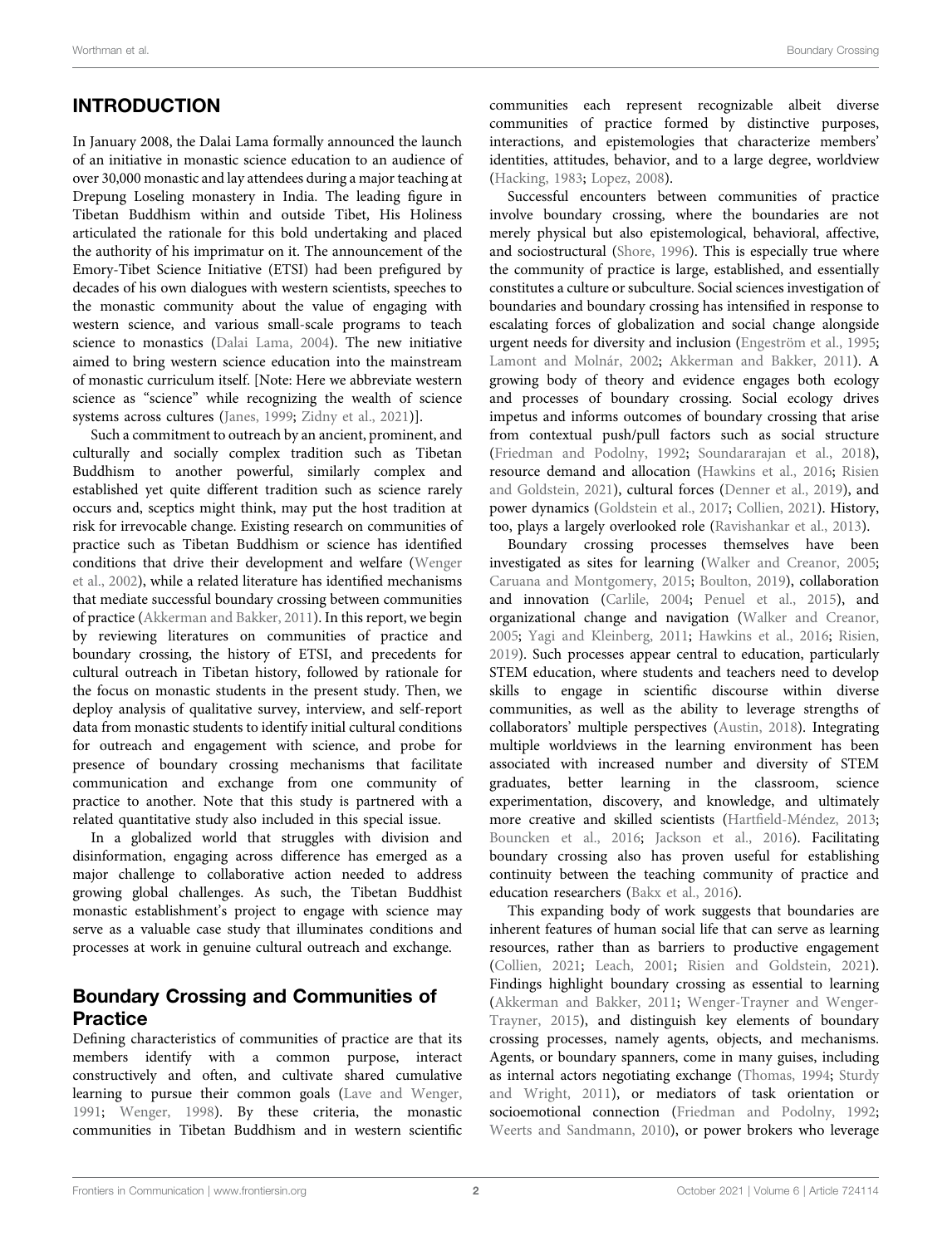## INTRODUCTION

In January 2008, the Dalai Lama formally announced the launch of an initiative in monastic science education to an audience of over 30,000 monastic and lay attendees during a major teaching at Drepung Loseling monastery in India. The leading figure in Tibetan Buddhism within and outside Tibet, His Holiness articulated the rationale for this bold undertaking and placed the authority of his imprimatur on it. The announcement of the Emory-Tibet Science Initiative (ETSI) had been prefigured by decades of his own dialogues with western scientists, speeches to the monastic community about the value of engaging with western science, and various small-scale programs to teach science to monastics (Dalai Lama, 2004). The new initiative aimed to bring western science education into the mainstream of monastic curriculum itself. [Note: Here we abbreviate western science as "science" while recognizing the wealth of science systems across cultures (Janes, 1999; Zidny et al., 2021)].

Such a commitment to outreach by an ancient, prominent, and culturally and socially complex tradition such as Tibetan Buddhism to another powerful, similarly complex and established yet quite different tradition such as science rarely occurs and, sceptics might think, may put the host tradition at risk for irrevocable change. Existing research on communities of practice such as Tibetan Buddhism or science has identified conditions that drive their development and welfare (Wenger et al., 2002), while a related literature has identified mechanisms that mediate successful boundary crossing between communities of practice (Akkerman and Bakker, 2011). In this report, we begin by reviewing literatures on communities of practice and boundary crossing, the history of ETSI, and precedents for cultural outreach in Tibetan history, followed by rationale for the focus on monastic students in the present study. Then, we deploy analysis of qualitative survey, interview, and self-report data from monastic students to identify initial cultural conditions for outreach and engagement with science, and probe for presence of boundary crossing mechanisms that facilitate communication and exchange from one community of practice to another. Note that this study is partnered with a related quantitative study also included in this special issue.

In a globalized world that struggles with division and disinformation, engaging across difference has emerged as a major challenge to collaborative action needed to address growing global challenges. As such, the Tibetan Buddhist monastic establishment's project to engage with science may serve as a valuable case study that illuminates conditions and processes at work in genuine cultural outreach and exchange.

### Boundary Crossing and Communities of Practice

Defining characteristics of communities of practice are that its members identify with a common purpose, interact constructively and often, and cultivate shared cumulative learning to pursue their common goals (Lave and Wenger, 1991; Wenger, 1998). By these criteria, the monastic communities in Tibetan Buddhism and in western scientific communities each represent recognizable albeit diverse communities of practice formed by distinctive purposes, interactions, and epistemologies that characterize members' identities, attitudes, behavior, and to a large degree, worldview (Hacking, 1983; Lopez, 2008).

Successful encounters between communities of practice involve boundary crossing, where the boundaries are not merely physical but also epistemological, behavioral, affective, and sociostructural (Shore, 1996). This is especially true where the community of practice is large, established, and essentially constitutes a culture or subculture. Social sciences investigation of boundaries and boundary crossing has intensified in response to escalating forces of globalization and social change alongside urgent needs for diversity and inclusion (Engeström et al., 1995; Lamont and Molnár, 2002; Akkerman and Bakker, 2011). A growing body of theory and evidence engages both ecology and processes of boundary crossing. Social ecology drives impetus and informs outcomes of boundary crossing that arise from contextual push/pull factors such as social structure (Friedman and Podolny, 1992; Soundararajan et al., 2018), resource demand and allocation (Hawkins et al., 2016; Risien and Goldstein, 2021), cultural forces (Denner et al., 2019), and power dynamics (Goldstein et al., 2017; Collien, 2021). History, too, plays a largely overlooked role (Ravishankar et al., 2013).

Boundary crossing processes themselves have been investigated as sites for learning (Walker and Creanor, 2005; Caruana and Montgomery, 2015; Boulton, 2019), collaboration and innovation (Carlile, 2004; Penuel et al., 2015), and organizational change and navigation (Walker and Creanor, 2005; Yagi and Kleinberg, 2011; Hawkins et al., 2016; Risien, 2019). Such processes appear central to education, particularly STEM education, where students and teachers need to develop skills to engage in scientific discourse within diverse communities, as well as the ability to leverage strengths of collaborators' multiple perspectives (Austin, 2018). Integrating multiple worldviews in the learning environment has been associated with increased number and diversity of STEM graduates, better learning in the classroom, science experimentation, discovery, and knowledge, and ultimately more creative and skilled scientists (Hartfield-Méndez, 2013; Bouncken et al., 2016; Jackson et al., 2016). Facilitating boundary crossing also has proven useful for establishing continuity between the teaching community of practice and education researchers (Bakx et al., 2016).

This expanding body of work suggests that boundaries are inherent features of human social life that can serve as learning resources, rather than as barriers to productive engagement (Collien, 2021; Leach, 2001; Risien and Goldstein, 2021). Findings highlight boundary crossing as essential to learning (Akkerman and Bakker, 2011; Wenger-Trayner and Wenger-Trayner, 2015), and distinguish key elements of boundary crossing processes, namely agents, objects, and mechanisms. Agents, or boundary spanners, come in many guises, including as internal actors negotiating exchange (Thomas, 1994; Sturdy and Wright, 2011), or mediators of task orientation or socioemotional connection (Friedman and Podolny, 1992; Weerts and Sandmann, 2010), or power brokers who leverage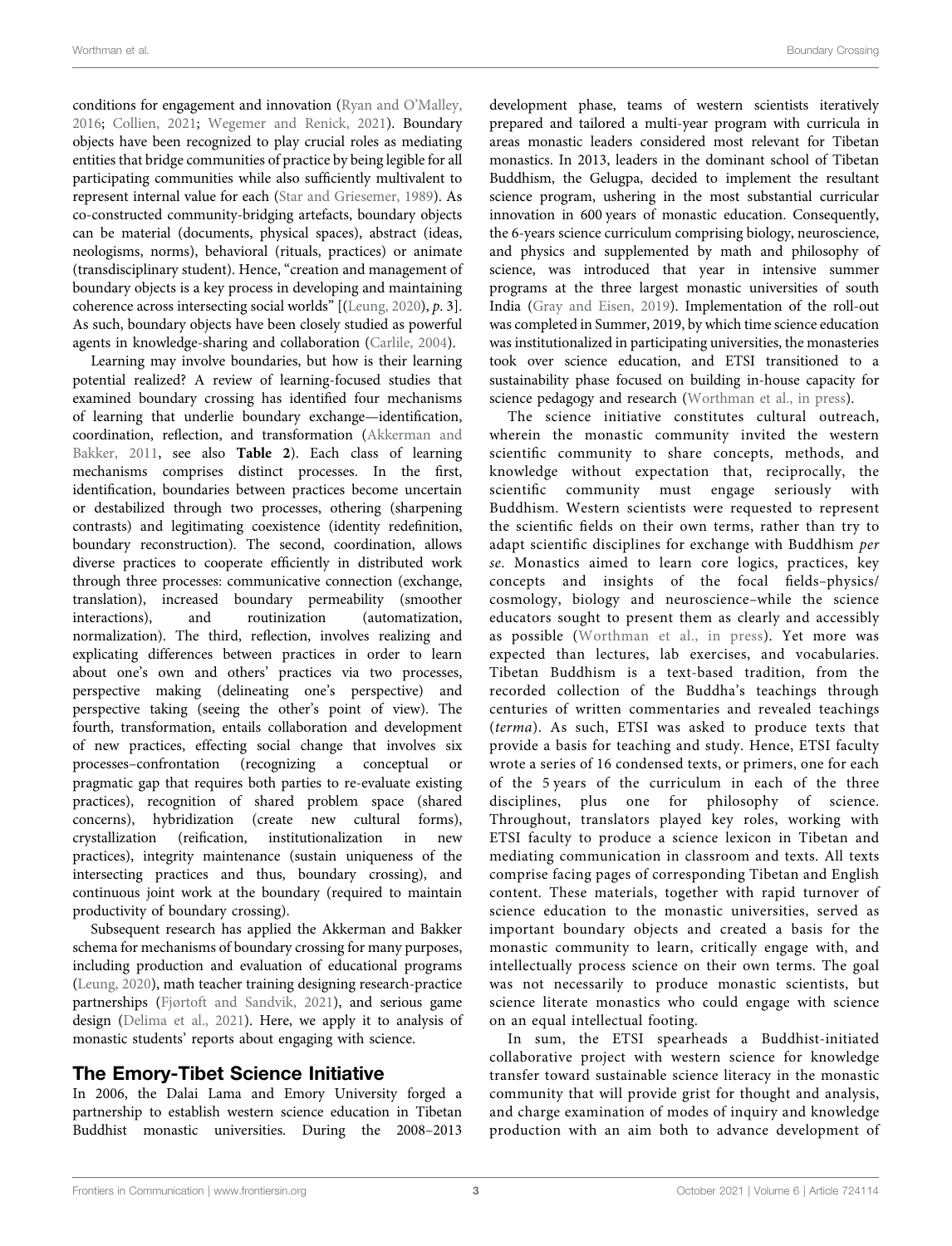conditions for engagement and innovation (Ryan and O'Malley, 2016; Collien, 2021; Wegemer and Renick, 2021). Boundary objects have been recognized to play crucial roles as mediating entities that bridge communities of practice by being legible for all participating communities while also sufficiently multivalent to represent internal value for each (Star and Griesemer, 1989). As co-constructed community-bridging artefacts, boundary objects can be material (documents, physical spaces), abstract (ideas, neologisms, norms), behavioral (rituals, practices) or animate (transdisciplinary student). Hence, "creation and management of boundary objects is a key process in developing and maintaining coherence across intersecting social worlds" [(Leung, 2020), p. 3]. As such, boundary objects have been closely studied as powerful agents in knowledge-sharing and collaboration (Carlile, 2004).

Learning may involve boundaries, but how is their learning potential realized? A review of learning-focused studies that examined boundary crossing has identified four mechanisms of learning that underlie boundary exchange—identification, coordination, reflection, and transformation (Akkerman and Bakker, 2011, see also **Table 2**). Each class of learning mechanisms comprises distinct processes. In the first, identification, boundaries between practices become uncertain or destabilized through two processes, othering (sharpening contrasts) and legitimating coexistence (identity redefinition, boundary reconstruction). The second, coordination, allows diverse practices to cooperate efficiently in distributed work through three processes: communicative connection (exchange, translation), increased boundary permeability (smoother interactions), and routinization (automatization, normalization). The third, reflection, involves realizing and explicating differences between practices in order to learn about one's own and others' practices via two processes, perspective making (delineating one's perspective) and perspective taking (seeing the other's point of view). The fourth, transformation, entails collaboration and development of new practices, effecting social change that involves six processes–confrontation (recognizing a conceptual or pragmatic gap that requires both parties to re-evaluate existing practices), recognition of shared problem space (shared concerns), hybridization (create new cultural forms), crystallization (reification, institutionalization in new practices), integrity maintenance (sustain uniqueness of the intersecting practices and thus, boundary crossing), and continuous joint work at the boundary (required to maintain productivity of boundary crossing).

Subsequent research has applied the Akkerman and Bakker schema for mechanisms of boundary crossing for many purposes, including production and evaluation of educational programs (Leung, 2020), math teacher training designing research-practice partnerships (Fjørtoft and Sandvik, 2021), and serious game design (Delima et al., 2021). Here, we apply it to analysis of monastic students' reports about engaging with science.

## The Emory-Tibet Science Initiative

In 2006, the Dalai Lama and Emory University forged a partnership to establish western science education in Tibetan Buddhist monastic universities. During the 2008–2013 development phase, teams of western scientists iteratively prepared and tailored a multi-year program with curricula in areas monastic leaders considered most relevant for Tibetan monastics. In 2013, leaders in the dominant school of Tibetan Buddhism, the Gelugpa, decided to implement the resultant science program, ushering in the most substantial curricular innovation in 600 years of monastic education. Consequently, the 6-years science curriculum comprising biology, neuroscience, and physics and supplemented by math and philosophy of science, was introduced that year in intensive summer programs at the three largest monastic universities of south India (Gray and Eisen, 2019). Implementation of the roll-out was completed in Summer, 2019, by which time science education was institutionalized in participating universities, the monasteries took over science education, and ETSI transitioned to a sustainability phase focused on building in-house capacity for science pedagogy and research (Worthman et al., in press).

The science initiative constitutes cultural outreach, wherein the monastic community invited the western scientific community to share concepts, methods, and knowledge without expectation that, reciprocally, the scientific community must engage seriously with Buddhism. Western scientists were requested to represent the scientific fields on their own terms, rather than try to adapt scientific disciplines for exchange with Buddhism *per se*. Monastics aimed to learn core logics, practices, key concepts and insights of the focal fields–physics/cosmology, biology and neuroscience–while the science educators sought to present them as clearly and accessibly as possible (Worthman et al., in press). Yet more was expected than lectures, lab exercises, and vocabularies. Tibetan Buddhism is a text-based tradition, from the recorded collection of the Buddha's teachings through centuries of written commentaries and revealed teachings (*terma*). As such, ETSI was asked to produce texts that provide a basis for teaching and study. Hence, ETSI faculty wrote a series of 16 condensed texts, or primers, one for each of the 5 years of the curriculum in each of the three disciplines, plus one for philosophy of science. Throughout, translators played key roles, working with ETSI faculty to produce a science lexicon in Tibetan and mediating communication in classroom and texts. All texts comprise facing pages of corresponding Tibetan and English content. These materials, together with rapid turnover of science education to the monastic universities, served as important boundary objects and created a basis for the monastic community to learn, critically engage with, and intellectually process science on their own terms. The goal was not necessarily to produce monastic scientists, but science literate monastics who could engage with science on an equal intellectual footing.

In sum, the ETSI spearheads a Buddhist-initiated collaborative project with western science for knowledge transfer toward sustainable science literacy in the monastic community that will provide grist for thought and analysis, and charge examination of modes of inquiry and knowledge production with an aim both to advance development of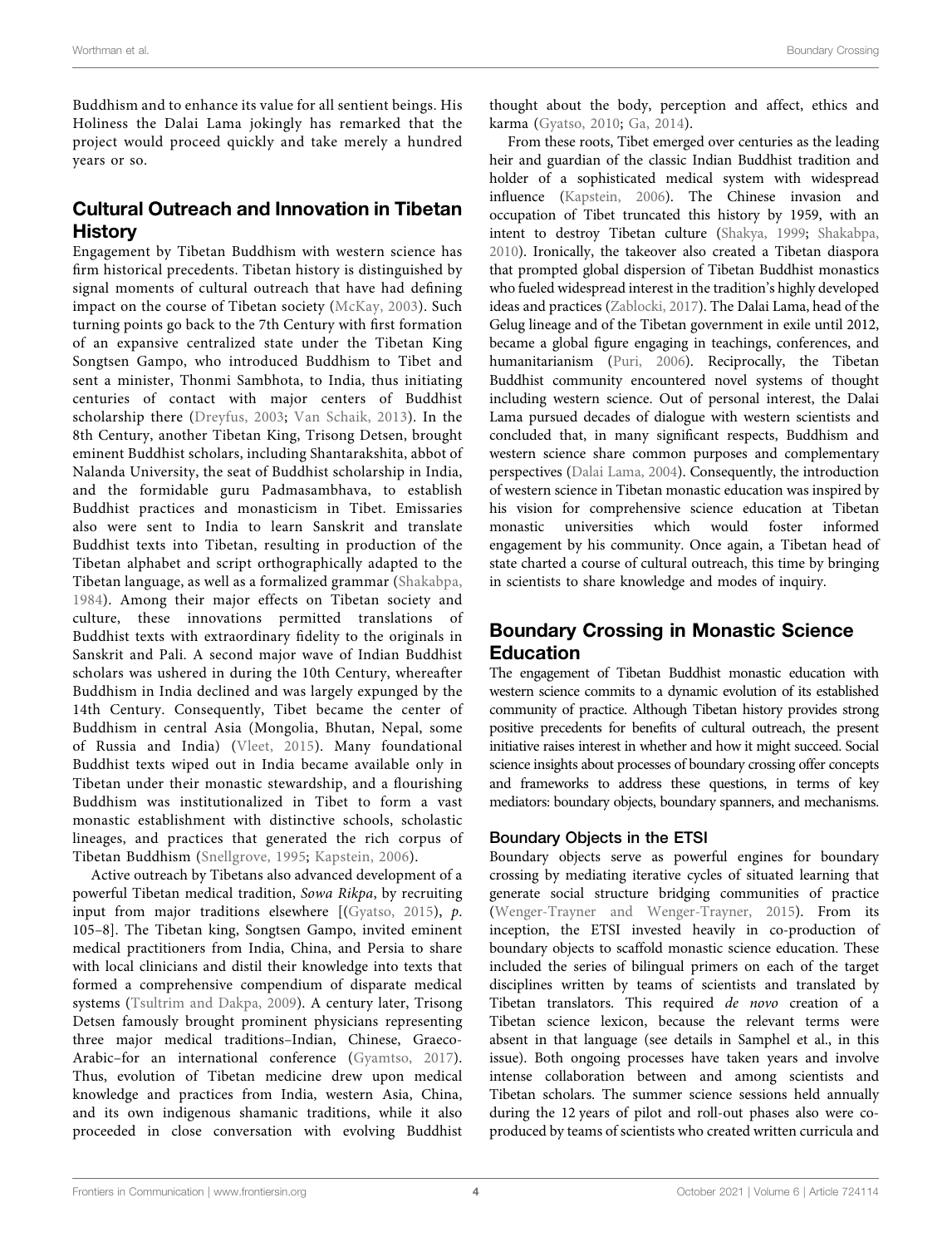Buddhism and to enhance its value for all sentient beings. His Holiness the Dalai Lama jokingly has remarked that the project would proceed quickly and take merely a hundred years or so.

## Cultural Outreach and Innovation in Tibetan History

Engagement by Tibetan Buddhism with western science has firm historical precedents. Tibetan history is distinguished by signal moments of cultural outreach that have had defining impact on the course of Tibetan society (McKay, 2003). Such turning points go back to the 7th Century with first formation of an expansive centralized state under the Tibetan King Songtsen Gampo, who introduced Buddhism to Tibet and sent a minister, Thonmi Sambhota, to India, thus initiating centuries of contact with major centers of Buddhist scholarship there (Dreyfus, 2003; Van Schaik, 2013). In the 8th Century, another Tibetan King, Trisong Detsen, brought eminent Buddhist scholars, including Shantarakshita, abbot of Nalanda University, the seat of Buddhist scholarship in India, and the formidable guru Padmasambhava, to establish Buddhist practices and monasticism in Tibet. Emissaries also were sent to India to learn Sanskrit and translate Buddhist texts into Tibetan, resulting in production of the Tibetan alphabet and script orthographically adapted to the Tibetan language, as well as a formalized grammar (Shakabpa, 1984). Among their major effects on Tibetan society and culture, these innovations permitted translations of Buddhist texts with extraordinary fidelity to the originals in Sanskrit and Pali. A second major wave of Indian Buddhist scholars was ushered in during the 10th Century, whereafter Buddhism in India declined and was largely expunged by the 14th Century. Consequently, Tibet became the center of Buddhism in central Asia (Mongolia, Bhutan, Nepal, some of Russia and India) (Vleet, 2015). Many foundational Buddhist texts wiped out in India became available only in Tibetan under their monastic stewardship, and a flourishing Buddhism was institutionalized in Tibet to form a vast monastic establishment with distinctive schools, scholastic lineages, and practices that generated the rich corpus of Tibetan Buddhism (Snellgrove, 1995; Kapstein, 2006).

Active outreach by Tibetans also advanced development of a powerful Tibetan medical tradition, *Sowa Rikpa*, by recruiting input from major traditions elsewhere [(Gyatso, 2015), *p*. 105–8]. The Tibetan king, Songtsen Gampo, invited eminent medical practitioners from India, China, and Persia to share with local clinicians and distil their knowledge into texts that formed a comprehensive compendium of disparate medical systems (Tsultrim and Dakpa, 2009). A century later, Trisong Detsen famously brought prominent physicians representing three major medical traditions–Indian, Chinese, Graeco-Arabic–for an international conference (Gyamtso, 2017). Thus, evolution of Tibetan medicine drew upon medical knowledge and practices from India, western Asia, China, and its own indigenous shamanic traditions, while it also proceeded in close conversation with evolving Buddhist thought about the body, perception and affect, ethics and karma (Gyatso, 2010; Ga, 2014).

From these roots, Tibet emerged over centuries as the leading heir and guardian of the classic Indian Buddhist tradition and holder of a sophisticated medical system with widespread influence (Kapstein, 2006). The Chinese invasion and occupation of Tibet truncated this history by 1959, with an intent to destroy Tibetan culture (Shakya, 1999; Shakabpa, 2010). Ironically, the takeover also created a Tibetan diaspora that prompted global dispersion of Tibetan Buddhist monastics who fueled widespread interest in the tradition's highly developed ideas and practices (Zablocki, 2017). The Dalai Lama, head of the Gelug lineage and of the Tibetan government in exile until 2012, became a global figure engaging in teachings, conferences, and humanitarianism (Puri, 2006). Reciprocally, the Tibetan Buddhist community encountered novel systems of thought including western science. Out of personal interest, the Dalai Lama pursued decades of dialogue with western scientists and concluded that, in many significant respects, Buddhism and western science share common purposes and complementary perspectives (Dalai Lama, 2004). Consequently, the introduction of western science in Tibetan monastic education was inspired by his vision for comprehensive science education at Tibetan monastic universities which would foster informed engagement by his community. Once again, a Tibetan head of state charted a course of cultural outreach, this time by bringing in scientists to share knowledge and modes of inquiry.

## Boundary Crossing in Monastic Science Education

The engagement of Tibetan Buddhist monastic education with western science commits to a dynamic evolution of its established community of practice. Although Tibetan history provides strong positive precedents for benefits of cultural outreach, the present initiative raises interest in whether and how it might succeed. Social science insights about processes of boundary crossing offer concepts and frameworks to address these questions, in terms of key mediators: boundary objects, boundary spanners, and mechanisms.

### Boundary Objects in the ETSI

Boundary objects serve as powerful engines for boundary crossing by mediating iterative cycles of situated learning that generate social structure bridging communities of practice (Wenger-Trayner and Wenger-Trayner, 2015). From its inception, the ETSI invested heavily in co-production of boundary objects to scaffold monastic science education. These included the series of bilingual primers on each of the target disciplines written by teams of scientists and translated by Tibetan translators. This required *de novo* creation of a Tibetan science lexicon, because the relevant terms were absent in that language (see details in Samphel et al., in this issue). Both ongoing processes have taken years and involve intense collaboration between and among scientists and Tibetan scholars. The summer science sessions held annually during the 12 years of pilot and roll-out phases also were co-produced by teams of scientists who created written curricula and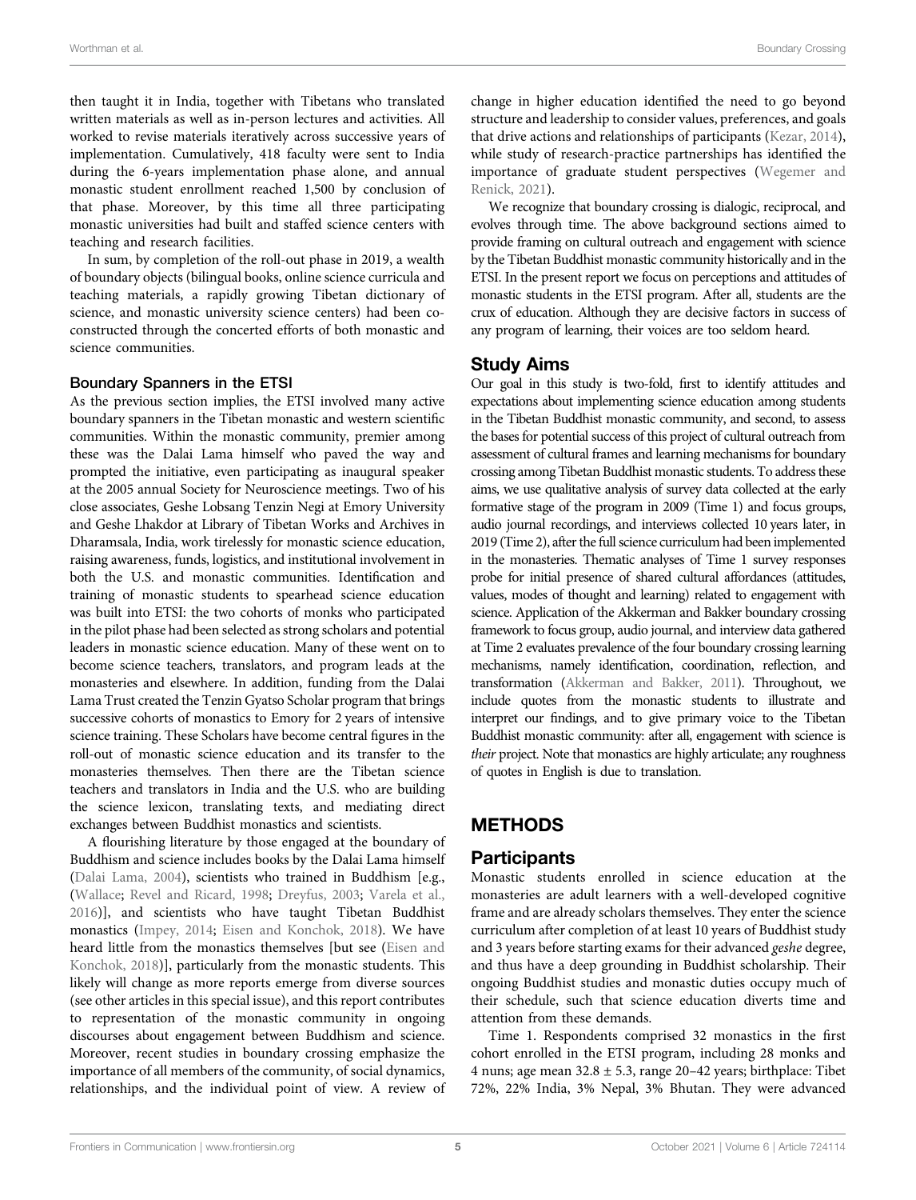then taught it in India, together with Tibetans who translated written materials as well as in-person lectures and activities. All worked to revise materials iteratively across successive years of implementation. Cumulatively, 418 faculty were sent to India during the 6-years implementation phase alone, and annual monastic student enrollment reached 1,500 by conclusion of that phase. Moreover, by this time all three participating monastic universities had built and staffed science centers with teaching and research facilities.

In sum, by completion of the roll-out phase in 2019, a wealth of boundary objects (bilingual books, online science curricula and teaching materials, a rapidly growing Tibetan dictionary of science, and monastic university science centers) had been co-constructed through the concerted efforts of both monastic and science communities.

### Boundary Spanners in the ETSI

As the previous section implies, the ETSI involved many active boundary spanners in the Tibetan monastic and western scientific communities. Within the monastic community, premier among these was the Dalai Lama himself who paved the way and prompted the initiative, even participating as inaugural speaker at the 2005 annual Society for Neuroscience meetings. Two of his close associates, Geshe Lobsang Tenzin Negi at Emory University and Geshe Lhakdor at Library of Tibetan Works and Archives in Dharamsala, India, work tirelessly for monastic science education, raising awareness, funds, logistics, and institutional involvement in both the U.S. and monastic communities. Identification and training of monastic students to spearhead science education was built into ETSI: the two cohorts of monks who participated in the pilot phase had been selected as strong scholars and potential leaders in monastic science education. Many of these went on to become science teachers, translators, and program leads at the monasteries and elsewhere. In addition, funding from the Dalai Lama Trust created the Tenzin Gyatso Scholar program that brings successive cohorts of monastics to Emory for 2 years of intensive science training. These Scholars have become central figures in the roll-out of monastic science education and its transfer to the monasteries themselves. Then there are the Tibetan science teachers and translators in India and the U.S. who are building the science lexicon, translating texts, and mediating direct exchanges between Buddhist monastics and scientists.

A flourishing literature by those engaged at the boundary of Buddhism and science includes books by the Dalai Lama himself (Dalai Lama, 2004), scientists who trained in Buddhism [e.g., (Wallace; Revel and Ricard, 1998; Dreyfus, 2003; Varela et al., 2016)], and scientists who have taught Tibetan Buddhist monastics (Impey, 2014; Eisen and Konchok, 2018). We have heard little from the monastics themselves [but see (Eisen and Konchok, 2018)], particularly from the monastic students. This likely will change as more reports emerge from diverse sources (see other articles in this special issue), and this report contributes to representation of the monastic community in ongoing discourses about engagement between Buddhism and science. Moreover, recent studies in boundary crossing emphasize the importance of all members of the community, of social dynamics, relationships, and the individual point of view. A review of change in higher education identified the need to go beyond structure and leadership to consider values, preferences, and goals that drive actions and relationships of participants (Kezar, 2014), while study of research-practice partnerships has identified the importance of graduate student perspectives (Wegemer and Renick, 2021).

We recognize that boundary crossing is dialogic, reciprocal, and evolves through time. The above background sections aimed to provide framing on cultural outreach and engagement with science by the Tibetan Buddhist monastic community historically and in the ETSI. In the present report we focus on perceptions and attitudes of monastic students in the ETSI program. After all, students are the crux of education. Although they are decisive factors in success of any program of learning, their voices are too seldom heard.

## Study Aims

Our goal in this study is two-fold, first to identify attitudes and expectations about implementing science education among students in the Tibetan Buddhist monastic community, and second, to assess the bases for potential success of this project of cultural outreach from assessment of cultural frames and learning mechanisms for boundary crossing among Tibetan Buddhist monastic students. To address these aims, we use qualitative analysis of survey data collected at the early formative stage of the program in 2009 (Time 1) and focus groups, audio journal recordings, and interviews collected 10 years later, in 2019 (Time 2), after the full science curriculum had been implemented in the monasteries. Thematic analyses of Time 1 survey responses probe for initial presence of shared cultural affordances (attitudes, values, modes of thought and learning) related to engagement with science. Application of the Akkerman and Bakker boundary crossing framework to focus group, audio journal, and interview data gathered at Time 2 evaluates prevalence of the four boundary crossing learning mechanisms, namely identification, coordination, reflection, and transformation (Akkerman and Bakker, 2011). Throughout, we include quotes from the monastic students to illustrate and interpret our findings, and to give primary voice to the Tibetan Buddhist monastic community: after all, engagement with science is *their* project. Note that monastics are highly articulate; any roughness of quotes in English is due to translation.

# METHODS

## Participants

Monastic students enrolled in science education at the monasteries are adult learners with a well-developed cognitive frame and are already scholars themselves. They enter the science curriculum after completion of at least 10 years of Buddhist study and 3 years before starting exams for their advanced *geshe* degree, and thus have a deep grounding in Buddhist scholarship. Their ongoing Buddhist studies and monastic duties occupy much of their schedule, such that science education diverts time and attention from these demands.

Time 1. Respondents comprised 32 monastics in the first cohort enrolled in the ETSI program, including 28 monks and 4 nuns; age mean 32.8 ± 5.3, range 20–42 years; birthplace: Tibet 72%, 22% India, 3% Nepal, 3% Bhutan. They were advanced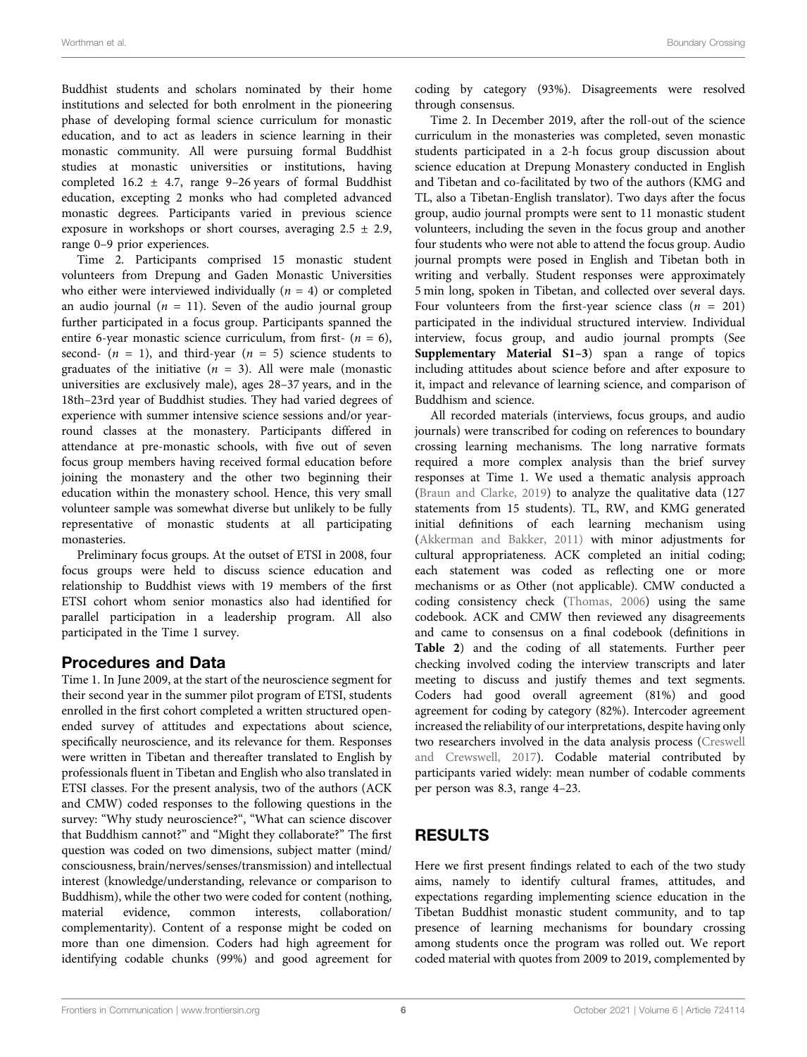Buddhist students and scholars nominated by their home institutions and selected for both enrolment in the pioneering phase of developing formal science curriculum for monastic education, and to act as leaders in science learning in their monastic community. All were pursuing formal Buddhist studies at monastic universities or institutions, having completed 16.2 ± 4.7, range 9–26 years of formal Buddhist education, excepting 2 monks who had completed advanced monastic degrees. Participants varied in previous science exposure in workshops or short courses, averaging 2.5 ± 2.9, range 0–9 prior experiences.

Time 2. Participants comprised 15 monastic student volunteers from Drepung and Gaden Monastic Universities who either were interviewed individually ($n = 4$) or completed an audio journal ($n = 11$). Seven of the audio journal group further participated in a focus group. Participants spanned the entire 6-year monastic science curriculum, from first- ($n = 6$), second- ($n = 1$), and third-year ($n = 5$) science students to graduates of the initiative ($n = 3$). All were male (monastic universities are exclusively male), ages 28–37 years, and in the 18th–23rd year of Buddhist studies. They had varied degrees of experience with summer intensive science sessions and/or year-round classes at the monastery. Participants differed in attendance at pre-monastic schools, with five out of seven focus group members having received formal education before joining the monastery and the other two beginning their education within the monastery school. Hence, this very small volunteer sample was somewhat diverse but unlikely to be fully representative of monastic students at all participating monasteries.

Preliminary focus groups. At the outset of ETSI in 2008, four focus groups were held to discuss science education and relationship to Buddhist views with 19 members of the first ETSI cohort whom senior monastics also had identified for parallel participation in a leadership program. All also participated in the Time 1 survey.

## Procedures and Data

Time 1. In June 2009, at the start of the neuroscience segment for their second year in the summer pilot program of ETSI, students enrolled in the first cohort completed a written structured open-ended survey of attitudes and expectations about science, specifically neuroscience, and its relevance for them. Responses were written in Tibetan and thereafter translated to English by professionals fluent in Tibetan and English who also translated in ETSI classes. For the present analysis, two of the authors (ACK and CMW) coded responses to the following questions in the survey: "Why study neuroscience?", "What can science discover that Buddhism cannot?" and "Might they collaborate?" The first question was coded on two dimensions, subject matter (mind/consciousness, brain/nerves/senses/transmission) and intellectual interest (knowledge/understanding, relevance or comparison to Buddhism), while the other two were coded for content (nothing, material evidence, common interests, collaboration/complementarity). Content of a response might be coded on more than one dimension. Coders had high agreement for identifying codable chunks (99%) and good agreement for coding by category (93%). Disagreements were resolved through consensus.

Time 2. In December 2019, after the roll-out of the science curriculum in the monasteries was completed, seven monastic students participated in a 2-h focus group discussion about science education at Drepung Monastery conducted in English and Tibetan and co-facilitated by two of the authors (KMG and TL, also a Tibetan-English translator). Two days after the focus group, audio journal prompts were sent to 11 monastic student volunteers, including the seven in the focus group and another four students who were not able to attend the focus group. Audio journal prompts were posed in English and Tibetan both in writing and verbally. Student responses were approximately 5 min long, spoken in Tibetan, and collected over several days. Four volunteers from the first-year science class ($n = 201$) participated in the individual structured interview. Individual interview, focus group, and audio journal prompts (See **Supplementary Material S1–3**) span a range of topics including attitudes about science before and after exposure to it, impact and relevance of learning science, and comparison of Buddhism and science.

All recorded materials (interviews, focus groups, and audio journals) were transcribed for coding on references to boundary crossing learning mechanisms. The long narrative formats required a more complex analysis than the brief survey responses at Time 1. We used a thematic analysis approach (Braun and Clarke, 2019) to analyze the qualitative data (127 statements from 15 students). TL, RW, and KMG generated initial definitions of each learning mechanism using (Akkerman and Bakker, 2011) with minor adjustments for cultural appropriateness. ACK completed an initial coding; each statement was coded as reflecting one or more mechanisms or as Other (not applicable). CMW conducted a coding consistency check (Thomas, 2006) using the same codebook. ACK and CMW then reviewed any disagreements and came to consensus on a final codebook (definitions in **Table 2**) and the coding of all statements. Further peer checking involved coding the interview transcripts and later meeting to discuss and justify themes and text segments. Coders had good overall agreement (81%) and good agreement for coding by category (82%). Intercoder agreement increased the reliability of our interpretations, despite having only two researchers involved in the data analysis process (Creswell and Crewswell, 2017). Codable material contributed by participants varied widely: mean number of codable comments per person was 8.3, range 4–23.

# RESULTS

Here we first present findings related to each of the two study aims, namely to identify cultural frames, attitudes, and expectations regarding implementing science education in the Tibetan Buddhist monastic student community, and to tap presence of learning mechanisms for boundary crossing among students once the program was rolled out. We report coded material with quotes from 2009 to 2019, complemented by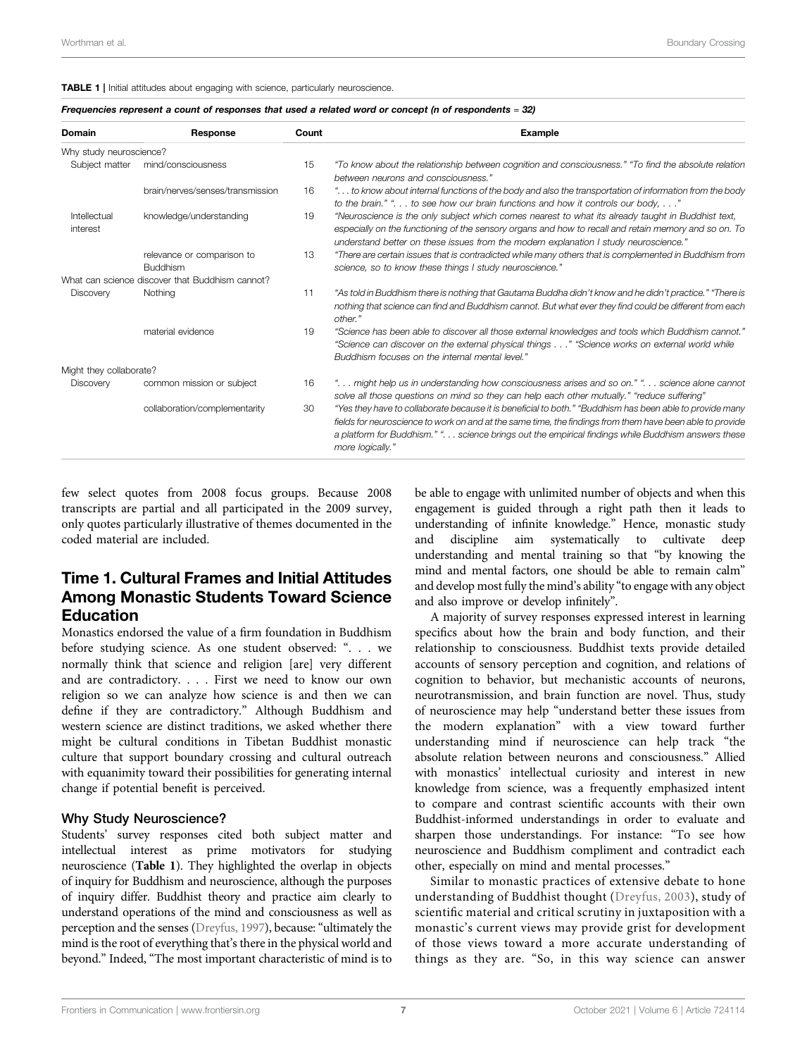**TABLE 1** | Initial attitudes about engaging with science, particularly neuroscience.

*Frequencies represent a count of responses that used a related word or concept (n of respondents = 32)*

| Domain | Response | Count | Example |
|---|---|---|---|
| Why study neuroscience? | | | |
| Subject matter | mind/consciousness | 15 | *"To know about the relationship between cognition and consciousness." "To find the absolute relation between neurons and consciousness."* |
| | brain/nerves/senses/transmission | 16 | *". . . to know about internal functions of the body and also the transportation of information from the body to the brain." ". . . to see how our brain functions and how it controls our body, . . ."* |
| Intellectual interest | knowledge/understanding | 19 | *"Neuroscience is the only subject which comes nearest to what its already taught in Buddhist text, especially on the functioning of the sensory organs and how to recall and retain memory and so on. To understand better on these issues from the modern explanation I study neuroscience."* |
| | relevance or comparison to Buddhism | 13 | *"There are certain issues that is contradicted while many others that is complemented in Buddhism from science, so to know these things I study neuroscience."* |
| What can science discover that Buddhism cannot? | | | |
| Discovery | Nothing | 11 | *"As told in Buddhism there is nothing that Gautama Buddha didn't know and he didn't practice." "There is nothing that science can find and Buddhism cannot. But what ever they find could be different from each other."* |
| | material evidence | 19 | *"Science has been able to discover all those external knowledges and tools which Buddhism cannot." "Science can discover on the external physical things . . ." "Science works on external world while Buddhism focuses on the internal mental level."* |
| Might they collaborate? | | | |
| Discovery | common mission or subject | 16 | *". . . might help us in understanding how consciousness arises and so on." ". . . science alone cannot solve all those questions on mind so they can help each other mutually." "reduce suffering"* |
| | collaboration/complementarity | 30 | *"Yes they have to collaborate because it is beneficial to both." "Buddhism has been able to provide many fields for neuroscience to work on and at the same time, the findings from them have been able to provide a platform for Buddhism." ". . . science brings out the empirical findings while Buddhism answers these more logically."* |

few select quotes from 2008 focus groups. Because 2008 transcripts are partial and all participated in the 2009 survey, only quotes particularly illustrative of themes documented in the coded material are included.

## Time 1. Cultural Frames and Initial Attitudes Among Monastic Students Toward Science Education

Monastics endorsed the value of a firm foundation in Buddhism before studying science. As one student observed: ". . . we normally think that science and religion [are] very different and are contradictory. . . . First we need to know our own religion so we can analyze how science is and then we can define if they are contradictory." Although Buddhism and western science are distinct traditions, we asked whether there might be cultural conditions in Tibetan Buddhist monastic culture that support boundary crossing and cultural outreach with equanimity toward their possibilities for generating internal change if potential benefit is perceived.

### Why Study Neuroscience?

Students' survey responses cited both subject matter and intellectual interest as prime motivators for studying neuroscience (**Table 1**). They highlighted the overlap in objects of inquiry for Buddhism and neuroscience, although the purposes of inquiry differ. Buddhist theory and practice aim clearly to understand operations of the mind and consciousness as well as perception and the senses (Dreyfus, 1997), because: "ultimately the mind is the root of everything that's there in the physical world and beyond." Indeed, "The most important characteristic of mind is to be able to engage with unlimited number of objects and when this engagement is guided through a right path then it leads to understanding of infinite knowledge." Hence, monastic study and discipline aim systematically to cultivate deep understanding and mental training so that "by knowing the mind and mental factors, one should be able to remain calm" and develop most fully the mind's ability "to engage with any object and also improve or develop infinitely".

A majority of survey responses expressed interest in learning specifics about how the brain and body function, and their relationship to consciousness. Buddhist texts provide detailed accounts of sensory perception and cognition, and relations of cognition to behavior, but mechanistic accounts of neurons, neurotransmission, and brain function are novel. Thus, study of neuroscience may help "understand better these issues from the modern explanation" with a view toward further understanding mind if neuroscience can help track "the absolute relation between neurons and consciousness." Allied with monastics' intellectual curiosity and interest in new knowledge from science, was a frequently emphasized intent to compare and contrast scientific accounts with their own Buddhist-informed understandings in order to evaluate and sharpen those understandings. For instance: "To see how neuroscience and Buddhism compliment and contradict each other, especially on mind and mental processes."

Similar to monastic practices of extensive debate to hone understanding of Buddhist thought (Dreyfus, 2003), study of scientific material and critical scrutiny in juxtaposition with a monastic's current views may provide grist for development of those views toward a more accurate understanding of things as they are. "So, in this way science can answer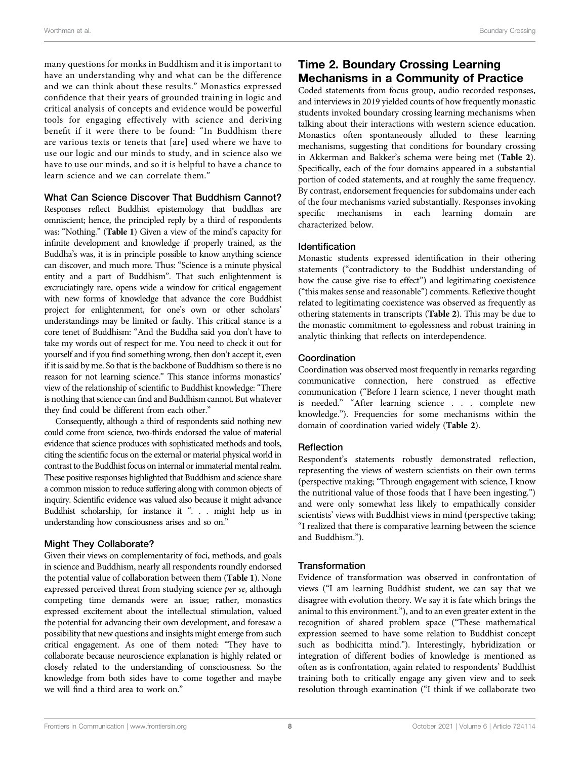many questions for monks in Buddhism and it is important to have an understanding why and what can be the difference and we can think about these results." Monastics expressed confidence that their years of grounded training in logic and critical analysis of concepts and evidence would be powerful tools for engaging effectively with science and deriving benefit if it were there to be found: "In Buddhism there are various texts or tenets that [are] used where we have to use our logic and our minds to study, and in science also we have to use our minds, and so it is helpful to have a chance to learn science and we can correlate them."

### What Can Science Discover That Buddhism Cannot?

Responses reflect Buddhist epistemology that buddhas are omniscient; hence, the principled reply by a third of respondents was: "Nothing." (**Table 1**) Given a view of the mind's capacity for infinite development and knowledge if properly trained, as the Buddha's was, it is in principle possible to know anything science can discover, and much more. Thus: "Science is a minute physical entity and a part of Buddhism". That such enlightenment is excruciatingly rare, opens wide a window for critical engagement with new forms of knowledge that advance the core Buddhist project for enlightenment, for one's own or other scholars' understandings may be limited or faulty. This critical stance is a core tenet of Buddhism: "And the Buddha said you don't have to take my words out of respect for me. You need to check it out for yourself and if you find something wrong, then don't accept it, even if it is said by me. So that is the backbone of Buddhism so there is no reason for not learning science." This stance informs monastics' view of the relationship of scientific to Buddhist knowledge: "There is nothing that science can find and Buddhism cannot. But whatever they find could be different from each other."

Consequently, although a third of respondents said nothing new could come from science, two-thirds endorsed the value of material evidence that science produces with sophisticated methods and tools, citing the scientific focus on the external or material physical world in contrast to the Buddhist focus on internal or immaterial mental realm. These positive responses highlighted that Buddhism and science share a common mission to reduce suffering along with common objects of inquiry. Scientific evidence was valued also because it might advance Buddhist scholarship, for instance it ". . . might help us in understanding how consciousness arises and so on."

### Might They Collaborate?

Given their views on complementarity of foci, methods, and goals in science and Buddhism, nearly all respondents roundly endorsed the potential value of collaboration between them (**Table 1**). None expressed perceived threat from studying science *per se*, although competing time demands were an issue; rather, monastics expressed excitement about the intellectual stimulation, valued the potential for advancing their own development, and foresaw a possibility that new questions and insights might emerge from such critical engagement. As one of them noted: "They have to collaborate because neuroscience explanation is highly related or closely related to the understanding of consciousness. So the knowledge from both sides have to come together and maybe we will find a third area to work on."

## Time 2. Boundary Crossing Learning Mechanisms in a Community of Practice

Coded statements from focus group, audio recorded responses, and interviews in 2019 yielded counts of how frequently monastic students invoked boundary crossing learning mechanisms when talking about their interactions with western science education. Monastics often spontaneously alluded to these learning mechanisms, suggesting that conditions for boundary crossing in Akkerman and Bakker's schema were being met (**Table 2**). Specifically, each of the four domains appeared in a substantial portion of coded statements, and at roughly the same frequency. By contrast, endorsement frequencies for subdomains under each of the four mechanisms varied substantially. Responses invoking specific mechanisms in each learning domain are characterized below.

### Identification

Monastic students expressed identification in their othering statements ("contradictory to the Buddhist understanding of how the cause give rise to effect") and legitimating coexistence ("this makes sense and reasonable") comments. Reflexive thought related to legitimating coexistence was observed as frequently as othering statements in transcripts (**Table 2**). This may be due to the monastic commitment to egolessness and robust training in analytic thinking that reflects on interdependence.

### Coordination

Coordination was observed most frequently in remarks regarding communicative connection, here construed as effective communication ("Before I learn science, I never thought math is needed." "After learning science . . . complete new knowledge."). Frequencies for some mechanisms within the domain of coordination varied widely (**Table 2**).

### Reflection

Respondent's statements robustly demonstrated reflection, representing the views of western scientists on their own terms (perspective making; "Through engagement with science, I know the nutritional value of those foods that I have been ingesting.") and were only somewhat less likely to empathically consider scientists' views with Buddhist views in mind (perspective taking; "I realized that there is comparative learning between the science and Buddhism.").

### Transformation

Evidence of transformation was observed in confrontation of views ("I am learning Buddhist student, we can say that we disagree with evolution theory. We say it is fate which brings the animal to this environment."), and to an even greater extent in the recognition of shared problem space ("These mathematical expression seemed to have some relation to Buddhist concept such as bodhicitta mind."). Interestingly, hybridization or integration of different bodies of knowledge is mentioned as often as is confrontation, again related to respondents' Buddhist training both to critically engage any given view and to seek resolution through examination ("I think if we collaborate two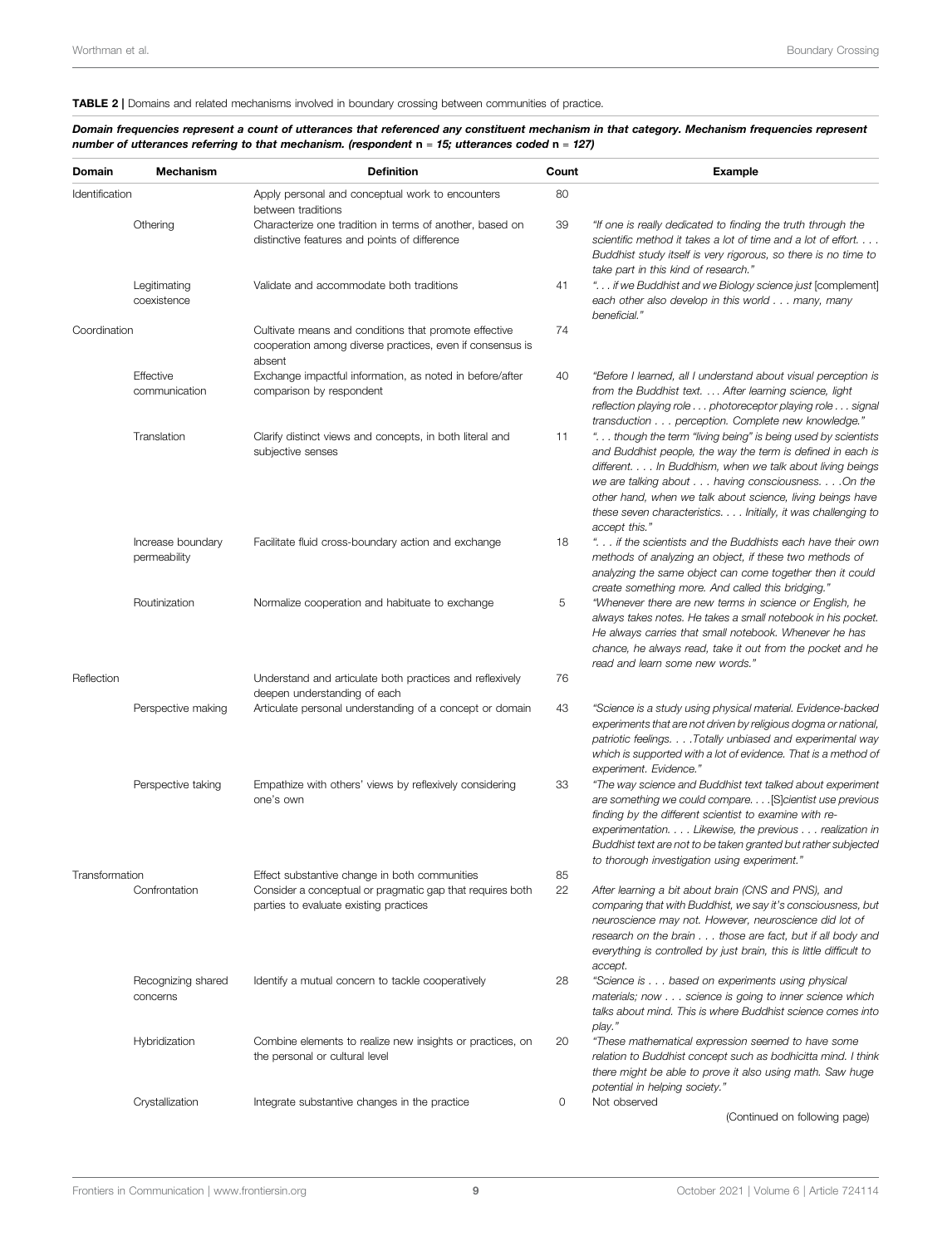**TABLE 2 |** Domains and related mechanisms involved in boundary crossing between communities of practice.

***Domain frequencies represent a count of utterances that referenced any constituent mechanism in that category. Mechanism frequencies represent number of utterances referring to that mechanism. (respondent* n *= 15; utterances coded* n *= 127)***

| Domain | Mechanism | Definition | Count | Example |
|---|---|---|---|---|
| Identification | | Apply personal and conceptual work to encounters between traditions | 80 | |
| | Othering | Characterize one tradition in terms of another, based on distinctive features and points of difference | 39 | *"If one is really dedicated to finding the truth through the scientific method it takes a lot of time and a lot of effort. . . . Buddhist study itself is very rigorous, so there is no time to take part in this kind of research."* |
| | Legitimating coexistence | Validate and accommodate both traditions | 41 | *". . . if we Buddhist and we Biology science just* [complement] *each other also develop in this world . . . many, many beneficial."* |
| Coordination | | Cultivate means and conditions that promote effective cooperation among diverse practices, even if consensus is absent | 74 | |
| | Effective communication | Exchange impactful information, as noted in before/after comparison by respondent | 40 | *"Before I learned, all I understand about visual perception is from the Buddhist text. . . . After learning science, light reflection playing role . . . photoreceptor playing role . . . signal transduction . . . perception. Complete new knowledge."* |
| | Translation | Clarify distinct views and concepts, in both literal and subjective senses | 11 | *". . . though the term "living being" is being used by scientists and Buddhist people, the way the term is defined in each is different. . . . In Buddhism, when we talk about living beings we are talking about . . . having consciousness. . . .On the other hand, when we talk about science, living beings have these seven characteristics. . . . Initially, it was challenging to accept this."* |
| | Increase boundary permeability | Facilitate fluid cross-boundary action and exchange | 18 | *". . . if the scientists and the Buddhists each have their own methods of analyzing an object, if these two methods of analyzing the same object can come together then it could create something more. And called this bridging."* |
| | Routinization | Normalize cooperation and habituate to exchange | 5 | "Whenever there are new terms in science or English, he always takes notes. He takes a small notebook in his pocket. He always carries that small notebook. Whenever he has chance, he always read, take it out from the pocket and he read and learn some new words." |
| Reflection | | Understand and articulate both practices and reflexively deepen understanding of each | 76 | |
| | Perspective making | Articulate personal understanding of a concept or domain | 43 | *"Science is a study using physical material. Evidence-backed experiments that are not driven by religious dogma or national, patriotic feelings. . . .Totally unbiased and experimental way which is supported with a lot of evidence. That is a method of experiment. Evidence."* |
| | Perspective taking | Empathize with others' views by reflexively considering one's own | 33 | *"The way science and Buddhist text talked about experiment are something we could compare. . . .*[S]*cientist use previous finding by the different scientist to examine with re-experimentation. . . . Likewise, the previous . . . realization in Buddhist text are not to be taken granted but rather subjected to thorough investigation using experiment."* |
| Transformation | | Effect substantive change in both communities | 85 | |
| | Confrontation | Consider a conceptual or pragmatic gap that requires both parties to evaluate existing practices | 22 | *After learning a bit about brain (CNS and PNS), and comparing that with Buddhist, we say it's consciousness, but neuroscience may not. However, neuroscience did lot of research on the brain . . . those are fact, but if all body and everything is controlled by just brain, this is little difficult to accept.* |
| | Recognizing shared concerns | Identify a mutual concern to tackle cooperatively | 28 | *"Science is . . . based on experiments using physical materials; now . . . science is going to inner science which talks about mind. This is where Buddhist science comes into play."* |
| | Hybridization | Combine elements to realize new insights or practices, on the personal or cultural level | 20 | *"These mathematical expression seemed to have some relation to Buddhist concept such as bodhicitta mind. I think there might be able to prove it also using math. Saw huge potential in helping society."* |
| | Crystallization | Integrate substantive changes in the practice | 0 | Not observed |

(Continued on following page)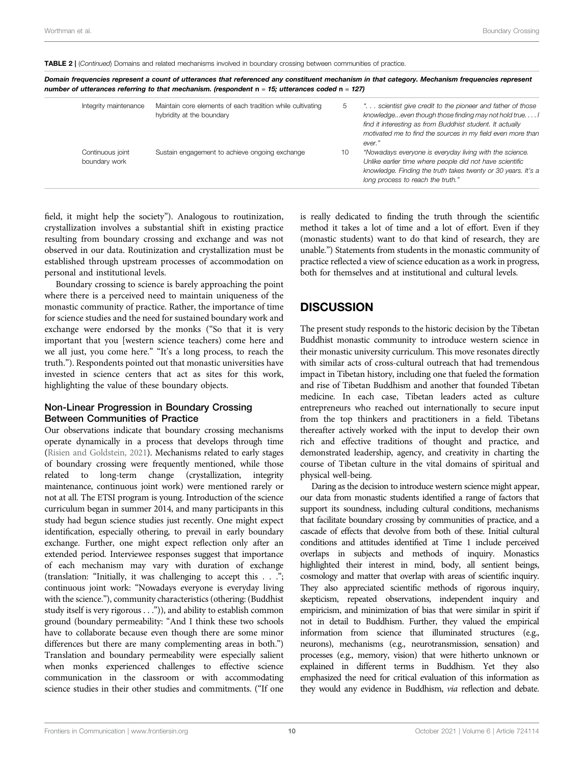**TABLE 2 |** (*Continued*) Domains and related mechanisms involved in boundary crossing between communities of practice.

***Domain frequencies represent a count of utterances that referenced any constituent mechanism in that category. Mechanism frequencies represent number of utterances referring to that mechanism. (respondent n = 15; utterances coded n = 127)***

| | | | |
|---|---|---|---|
| Integrity maintenance | Maintain core elements of each tradition while cultivating hybridity at the boundary | 5 | *". . . scientist give credit to the pioneer and father of those knowledge…even though those finding may not hold true. . . . I find it interesting as from Buddhist student. It actually motivated me to find the sources in my field even more than ever."* |
| Continuous joint boundary work | Sustain engagement to achieve ongoing exchange | 10 | *"Nowadays everyone is everyday living with the science. Unlike earlier time where people did not have scientific knowledge. Finding the truth takes twenty or 30 years. It's a long process to reach the truth."* |

field, it might help the society"). Analogous to routinization, crystallization involves a substantial shift in existing practice resulting from boundary crossing and exchange and was not observed in our data. Routinization and crystallization must be established through upstream processes of accommodation on personal and institutional levels.

Boundary crossing to science is barely approaching the point where there is a perceived need to maintain uniqueness of the monastic community of practice. Rather, the importance of time for science studies and the need for sustained boundary work and exchange were endorsed by the monks ("So that it is very important that you [western science teachers) come here and we all just, you come here." "It's a long process, to reach the truth."). Respondents pointed out that monastic universities have invested in science centers that act as sites for this work, highlighting the value of these boundary objects.

### Non-Linear Progression in Boundary Crossing Between Communities of Practice

Our observations indicate that boundary crossing mechanisms operate dynamically in a process that develops through time (Risien and Goldstein, 2021). Mechanisms related to early stages of boundary crossing were frequently mentioned, while those related to long-term change (crystallization, integrity maintenance, continuous joint work) were mentioned rarely or not at all. The ETSI program is young. Introduction of the science curriculum began in summer 2014, and many participants in this study had begun science studies just recently. One might expect identification, especially othering, to prevail in early boundary exchange. Further, one might expect reflection only after an extended period. Interviewee responses suggest that importance of each mechanism may vary with duration of exchange (translation: "Initially, it was challenging to accept this . . ."; continuous joint work: "Nowadays everyone is everyday living with the science."), community characteristics (othering: (Buddhist study itself is very rigorous . . .")), and ability to establish common ground (boundary permeability: "And I think these two schools have to collaborate because even though there are some minor differences but there are many complementing areas in both.") Translation and boundary permeability were especially salient when monks experienced challenges to effective science communication in the classroom or with accommodating science studies in their other studies and commitments. ("If one is really dedicated to finding the truth through the scientific method it takes a lot of time and a lot of effort. Even if they (monastic students) want to do that kind of research, they are unable.") Statements from students in the monastic community of practice reflected a view of science education as a work in progress, both for themselves and at institutional and cultural levels.

## DISCUSSION

The present study responds to the historic decision by the Tibetan Buddhist monastic community to introduce western science in their monastic university curriculum. This move resonates directly with similar acts of cross-cultural outreach that had tremendous impact in Tibetan history, including one that fueled the formation and rise of Tibetan Buddhism and another that founded Tibetan medicine. In each case, Tibetan leaders acted as culture entrepreneurs who reached out internationally to secure input from the top thinkers and practitioners in a field. Tibetans thereafter actively worked with the input to develop their own rich and effective traditions of thought and practice, and demonstrated leadership, agency, and creativity in charting the course of Tibetan culture in the vital domains of spiritual and physical well-being.

Daring as the decision to introduce western science might appear, our data from monastic students identified a range of factors that support its soundness, including cultural conditions, mechanisms that facilitate boundary crossing by communities of practice, and a cascade of effects that devolve from both of these. Initial cultural conditions and attitudes identified at Time 1 include perceived overlaps in subjects and methods of inquiry. Monastics highlighted their interest in mind, body, all sentient beings, cosmology and matter that overlap with areas of scientific inquiry. They also appreciated scientific methods of rigorous inquiry, skepticism, repeated observations, independent inquiry and empiricism, and minimization of bias that were similar in spirit if not in detail to Buddhism. Further, they valued the empirical information from science that illuminated structures (e.g., neurons), mechanisms (e.g., neurotransmission, sensation) and processes (e.g., memory, vision) that were hitherto unknown or explained in different terms in Buddhism. Yet they also emphasized the need for critical evaluation of this information as they would any evidence in Buddhism, *via* reflection and debate.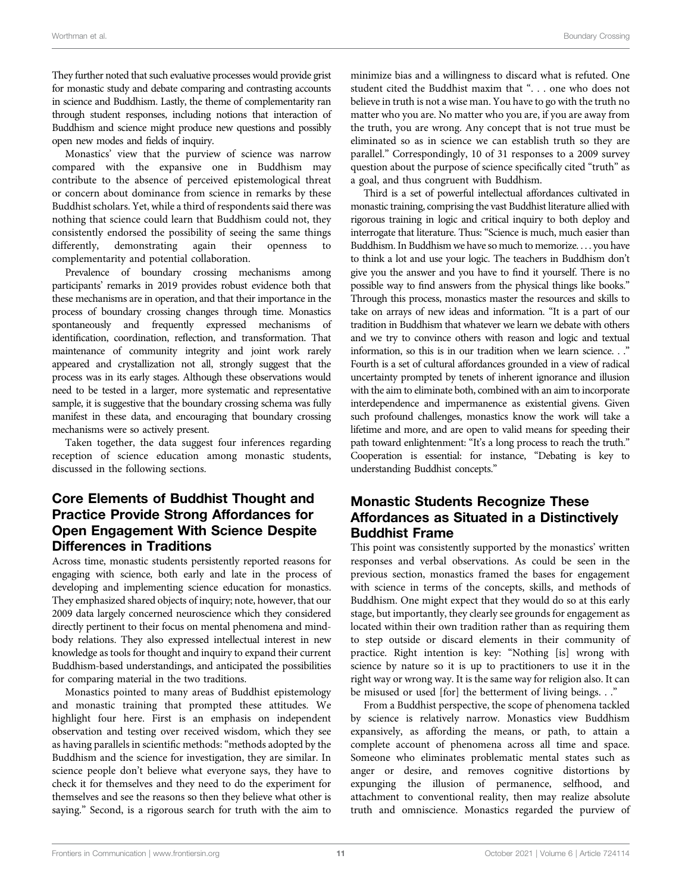They further noted that such evaluative processes would provide grist for monastic study and debate comparing and contrasting accounts in science and Buddhism. Lastly, the theme of complementarity ran through student responses, including notions that interaction of Buddhism and science might produce new questions and possibly open new modes and fields of inquiry.

Monastics' view that the purview of science was narrow compared with the expansive one in Buddhism may contribute to the absence of perceived epistemological threat or concern about dominance from science in remarks by these Buddhist scholars. Yet, while a third of respondents said there was nothing that science could learn that Buddhism could not, they consistently endorsed the possibility of seeing the same things differently, demonstrating again their openness to complementarity and potential collaboration.

Prevalence of boundary crossing mechanisms among participants' remarks in 2019 provides robust evidence both that these mechanisms are in operation, and that their importance in the process of boundary crossing changes through time. Monastics spontaneously and frequently expressed mechanisms of identification, coordination, reflection, and transformation. That maintenance of community integrity and joint work rarely appeared and crystallization not all, strongly suggest that the process was in its early stages. Although these observations would need to be tested in a larger, more systematic and representative sample, it is suggestive that the boundary crossing schema was fully manifest in these data, and encouraging that boundary crossing mechanisms were so actively present.

Taken together, the data suggest four inferences regarding reception of science education among monastic students, discussed in the following sections.

## Core Elements of Buddhist Thought and Practice Provide Strong Affordances for Open Engagement With Science Despite Differences in Traditions

Across time, monastic students persistently reported reasons for engaging with science, both early and late in the process of developing and implementing science education for monastics. They emphasized shared objects of inquiry; note, however, that our 2009 data largely concerned neuroscience which they considered directly pertinent to their focus on mental phenomena and mind-body relations. They also expressed intellectual interest in new knowledge as tools for thought and inquiry to expand their current Buddhism-based understandings, and anticipated the possibilities for comparing material in the two traditions.

Monastics pointed to many areas of Buddhist epistemology and monastic training that prompted these attitudes. We highlight four here. First is an emphasis on independent observation and testing over received wisdom, which they see as having parallels in scientific methods: "methods adopted by the Buddhism and the science for investigation, they are similar. In science people don't believe what everyone says, they have to check it for themselves and they need to do the experiment for themselves and see the reasons so then they believe what other is saying." Second, is a rigorous search for truth with the aim to minimize bias and a willingness to discard what is refuted. One student cited the Buddhist maxim that ". . . one who does not believe in truth is not a wise man. You have to go with the truth no matter who you are. No matter who you are, if you are away from the truth, you are wrong. Any concept that is not true must be eliminated so as in science we can establish truth so they are parallel." Correspondingly, 10 of 31 responses to a 2009 survey question about the purpose of science specifically cited "truth" as a goal, and thus congruent with Buddhism.

Third is a set of powerful intellectual affordances cultivated in monastic training, comprising the vast Buddhist literature allied with rigorous training in logic and critical inquiry to both deploy and interrogate that literature. Thus: "Science is much, much easier than Buddhism. In Buddhism we have so much to memorize. . . . you have to think a lot and use your logic. The teachers in Buddhism don't give you the answer and you have to find it yourself. There is no possible way to find answers from the physical things like books." Through this process, monastics master the resources and skills to take on arrays of new ideas and information. "It is a part of our tradition in Buddhism that whatever we learn we debate with others and we try to convince others with reason and logic and textual information, so this is in our tradition when we learn science. . ." Fourth is a set of cultural affordances grounded in a view of radical uncertainty prompted by tenets of inherent ignorance and illusion with the aim to eliminate both, combined with an aim to incorporate interdependence and impermanence as existential givens. Given such profound challenges, monastics know the work will take a lifetime and more, and are open to valid means for speeding their path toward enlightenment: "It's a long process to reach the truth." Cooperation is essential: for instance, "Debating is key to understanding Buddhist concepts."

## Monastic Students Recognize These Affordances as Situated in a Distinctively Buddhist Frame

This point was consistently supported by the monastics' written responses and verbal observations. As could be seen in the previous section, monastics framed the bases for engagement with science in terms of the concepts, skills, and methods of Buddhism. One might expect that they would do so at this early stage, but importantly, they clearly see grounds for engagement as located within their own tradition rather than as requiring them to step outside or discard elements in their community of practice. Right intention is key: "Nothing [is] wrong with science by nature so it is up to practitioners to use it in the right way or wrong way. It is the same way for religion also. It can be misused or used [for] the betterment of living beings. . ."

From a Buddhist perspective, the scope of phenomena tackled by science is relatively narrow. Monastics view Buddhism expansively, as affording the means, or path, to attain a complete account of phenomena across all time and space. Someone who eliminates problematic mental states such as anger or desire, and removes cognitive distortions by expunging the illusion of permanence, selfhood, and attachment to conventional reality, then may realize absolute truth and omniscience. Monastics regarded the purview of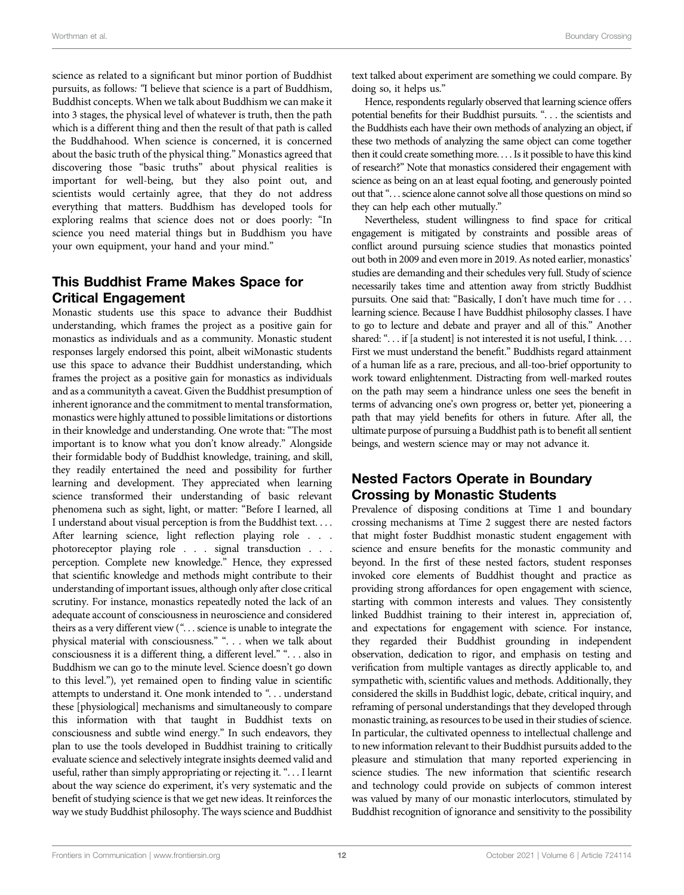science as related to a significant but minor portion of Buddhist pursuits, as follows: "I believe that science is a part of Buddhism, Buddhist concepts. When we talk about Buddhism we can make it into 3 stages, the physical level of whatever is truth, then the path which is a different thing and then the result of that path is called the Buddhahood. When science is concerned, it is concerned about the basic truth of the physical thing." Monastics agreed that discovering those "basic truths" about physical realities is important for well-being, but they also point out, and scientists would certainly agree, that they do not address everything that matters. Buddhism has developed tools for exploring realms that science does not or does poorly: "In science you need material things but in Buddhism you have your own equipment, your hand and your mind."

## This Buddhist Frame Makes Space for Critical Engagement

Monastic students use this space to advance their Buddhist understanding, which frames the project as a positive gain for monastics as individuals and as a community. Monastic student responses largely endorsed this point, albeit wiMonastic students use this space to advance their Buddhist understanding, which frames the project as a positive gain for monastics as individuals and as a communityth a caveat. Given the Buddhist presumption of inherent ignorance and the commitment to mental transformation, monastics were highly attuned to possible limitations or distortions in their knowledge and understanding. One wrote that: "The most important is to know what you don't know already." Alongside their formidable body of Buddhist knowledge, training, and skill, they readily entertained the need and possibility for further learning and development. They appreciated when learning science transformed their understanding of basic relevant phenomena such as sight, light, or matter: "Before I learned, all I understand about visual perception is from the Buddhist text. . . . After learning science, light reflection playing role . . . photoreceptor playing role . . . signal transduction . . . perception. Complete new knowledge." Hence, they expressed that scientific knowledge and methods might contribute to their understanding of important issues, although only after close critical scrutiny. For instance, monastics repeatedly noted the lack of an adequate account of consciousness in neuroscience and considered theirs as a very different view (". . . science is unable to integrate the physical material with consciousness." ". . . when we talk about consciousness it is a different thing, a different level." ". . . also in Buddhism we can go to the minute level. Science doesn't go down to this level."), yet remained open to finding value in scientific attempts to understand it. One monk intended to ". . . understand these [physiological] mechanisms and simultaneously to compare this information with that taught in Buddhist texts on consciousness and subtle wind energy." In such endeavors, they plan to use the tools developed in Buddhist training to critically evaluate science and selectively integrate insights deemed valid and useful, rather than simply appropriating or rejecting it. ". . . I learnt about the way science do experiment, it's very systematic and the benefit of studying science is that we get new ideas. It reinforces the way we study Buddhist philosophy. The ways science and Buddhist text talked about experiment are something we could compare. By doing so, it helps us."

Hence, respondents regularly observed that learning science offers potential benefits for their Buddhist pursuits. ". . . the scientists and the Buddhists each have their own methods of analyzing an object, if these two methods of analyzing the same object can come together then it could create something more. . . . Is it possible to have this kind of research?" Note that monastics considered their engagement with science as being on an at least equal footing, and generously pointed out that ". . . science alone cannot solve all those questions on mind so they can help each other mutually."

Nevertheless, student willingness to find space for critical engagement is mitigated by constraints and possible areas of conflict around pursuing science studies that monastics pointed out both in 2009 and even more in 2019. As noted earlier, monastics' studies are demanding and their schedules very full. Study of science necessarily takes time and attention away from strictly Buddhist pursuits. One said that: "Basically, I don't have much time for . . . learning science. Because I have Buddhist philosophy classes. I have to go to lecture and debate and prayer and all of this." Another shared: ". . . if [a student] is not interested it is not useful, I think. . . . First we must understand the benefit." Buddhists regard attainment of a human life as a rare, precious, and all-too-brief opportunity to work toward enlightenment. Distracting from well-marked routes on the path may seem a hindrance unless one sees the benefit in terms of advancing one's own progress or, better yet, pioneering a path that may yield benefits for others in future. After all, the ultimate purpose of pursuing a Buddhist path is to benefit all sentient beings, and western science may or may not advance it.

## Nested Factors Operate in Boundary Crossing by Monastic Students

Prevalence of disposing conditions at Time 1 and boundary crossing mechanisms at Time 2 suggest there are nested factors that might foster Buddhist monastic student engagement with science and ensure benefits for the monastic community and beyond. In the first of these nested factors, student responses invoked core elements of Buddhist thought and practice as providing strong affordances for open engagement with science, starting with common interests and values. They consistently linked Buddhist training to their interest in, appreciation of, and expectations for engagement with science. For instance, they regarded their Buddhist grounding in independent observation, dedication to rigor, and emphasis on testing and verification from multiple vantages as directly applicable to, and sympathetic with, scientific values and methods. Additionally, they considered the skills in Buddhist logic, debate, critical inquiry, and reframing of personal understandings that they developed through monastic training, as resources to be used in their studies of science. In particular, the cultivated openness to intellectual challenge and to new information relevant to their Buddhist pursuits added to the pleasure and stimulation that many reported experiencing in science studies. The new information that scientific research and technology could provide on subjects of common interest was valued by many of our monastic interlocutors, stimulated by Buddhist recognition of ignorance and sensitivity to the possibility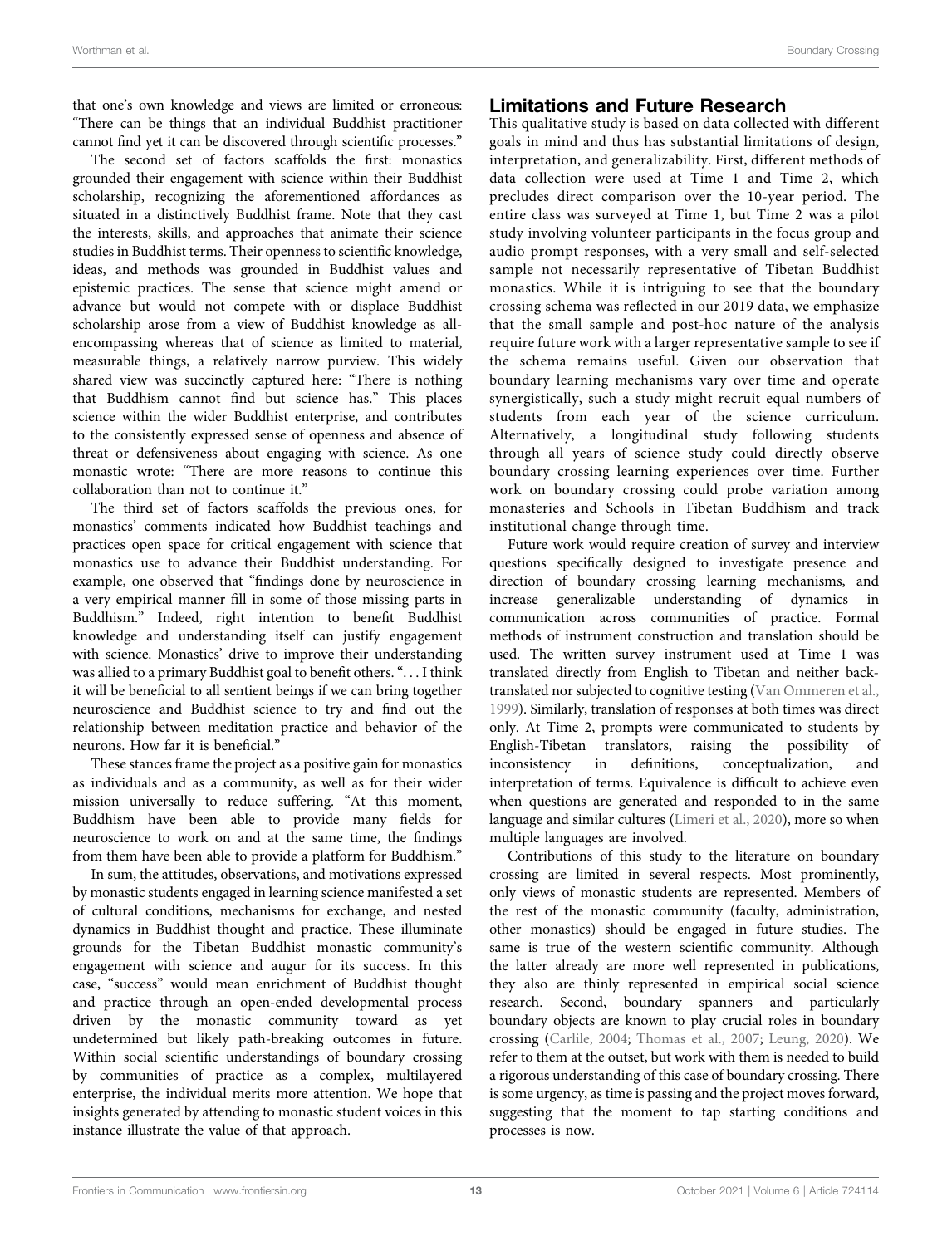that one's own knowledge and views are limited or erroneous: "There can be things that an individual Buddhist practitioner cannot find yet it can be discovered through scientific processes."

The second set of factors scaffolds the first: monastics grounded their engagement with science within their Buddhist scholarship, recognizing the aforementioned affordances as situated in a distinctively Buddhist frame. Note that they cast the interests, skills, and approaches that animate their science studies in Buddhist terms. Their openness to scientific knowledge, ideas, and methods was grounded in Buddhist values and epistemic practices. The sense that science might amend or advance but would not compete with or displace Buddhist scholarship arose from a view of Buddhist knowledge as all-encompassing whereas that of science as limited to material, measurable things, a relatively narrow purview. This widely shared view was succinctly captured here: "There is nothing that Buddhism cannot find but science has." This places science within the wider Buddhist enterprise, and contributes to the consistently expressed sense of openness and absence of threat or defensiveness about engaging with science. As one monastic wrote: "There are more reasons to continue this collaboration than not to continue it."

The third set of factors scaffolds the previous ones, for monastics' comments indicated how Buddhist teachings and practices open space for critical engagement with science that monastics use to advance their Buddhist understanding. For example, one observed that "findings done by neuroscience in a very empirical manner fill in some of those missing parts in Buddhism." Indeed, right intention to benefit Buddhist knowledge and understanding itself can justify engagement with science. Monastics' drive to improve their understanding was allied to a primary Buddhist goal to benefit others. "... I think it will be beneficial to all sentient beings if we can bring together neuroscience and Buddhist science to try and find out the relationship between meditation practice and behavior of the neurons. How far it is beneficial."

These stances frame the project as a positive gain for monastics as individuals and as a community, as well as for their wider mission universally to reduce suffering. "At this moment, Buddhism have been able to provide many fields for neuroscience to work on and at the same time, the findings from them have been able to provide a platform for Buddhism."

In sum, the attitudes, observations, and motivations expressed by monastic students engaged in learning science manifested a set of cultural conditions, mechanisms for exchange, and nested dynamics in Buddhist thought and practice. These illuminate grounds for the Tibetan Buddhist monastic community's engagement with science and augur for its success. In this case, "success" would mean enrichment of Buddhist thought and practice through an open-ended developmental process driven by the monastic community toward as yet undetermined but likely path-breaking outcomes in future. Within social scientific understandings of boundary crossing by communities of practice as a complex, multilayered enterprise, the individual merits more attention. We hope that insights generated by attending to monastic student voices in this instance illustrate the value of that approach.

## Limitations and Future Research

This qualitative study is based on data collected with different goals in mind and thus has substantial limitations of design, interpretation, and generalizability. First, different methods of data collection were used at Time 1 and Time 2, which precludes direct comparison over the 10-year period. The entire class was surveyed at Time 1, but Time 2 was a pilot study involving volunteer participants in the focus group and audio prompt responses, with a very small and self-selected sample not necessarily representative of Tibetan Buddhist monastics. While it is intriguing to see that the boundary crossing schema was reflected in our 2019 data, we emphasize that the small sample and post-hoc nature of the analysis require future work with a larger representative sample to see if the schema remains useful. Given our observation that boundary learning mechanisms vary over time and operate synergistically, such a study might recruit equal numbers of students from each year of the science curriculum. Alternatively, a longitudinal study following students through all years of science study could directly observe boundary crossing learning experiences over time. Further work on boundary crossing could probe variation among monasteries and Schools in Tibetan Buddhism and track institutional change through time.

Future work would require creation of survey and interview questions specifically designed to investigate presence and direction of boundary crossing learning mechanisms, and increase generalizable understanding of dynamics in communication across communities of practice. Formal methods of instrument construction and translation should be used. The written survey instrument used at Time 1 was translated directly from English to Tibetan and neither back-translated nor subjected to cognitive testing (Van Ommeren et al., 1999). Similarly, translation of responses at both times was direct only. At Time 2, prompts were communicated to students by English-Tibetan translators, raising the possibility of inconsistency in definitions, conceptualization, and interpretation of terms. Equivalence is difficult to achieve even when questions are generated and responded to in the same language and similar cultures (Limeri et al., 2020), more so when multiple languages are involved.

Contributions of this study to the literature on boundary crossing are limited in several respects. Most prominently, only views of monastic students are represented. Members of the rest of the monastic community (faculty, administration, other monastics) should be engaged in future studies. The same is true of the western scientific community. Although the latter already are more well represented in publications, they also are thinly represented in empirical social science research. Second, boundary spanners and particularly boundary objects are known to play crucial roles in boundary crossing (Carlile, 2004; Thomas et al., 2007; Leung, 2020). We refer to them at the outset, but work with them is needed to build a rigorous understanding of this case of boundary crossing. There is some urgency, as time is passing and the project moves forward, suggesting that the moment to tap starting conditions and processes is now.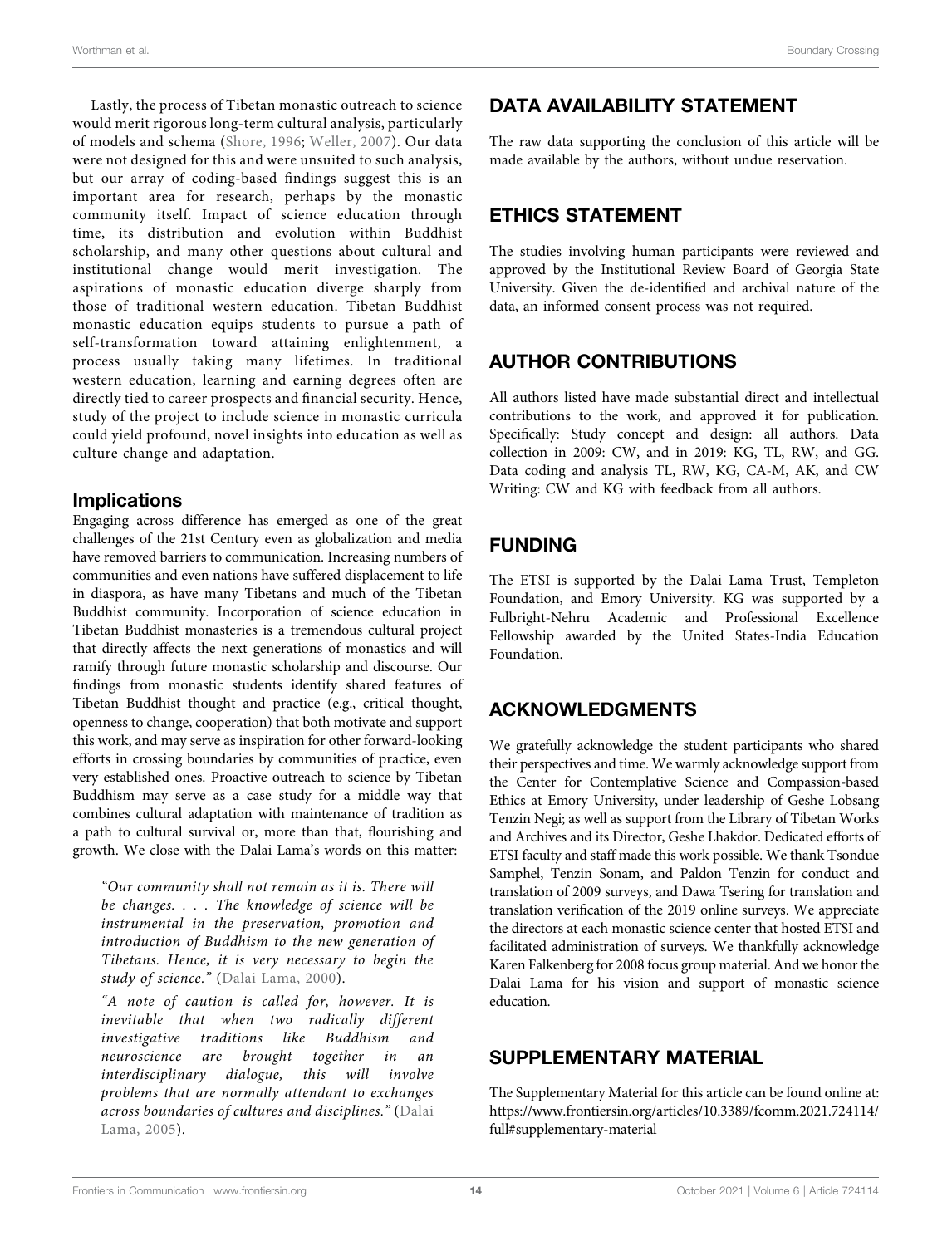Lastly, the process of Tibetan monastic outreach to science would merit rigorous long-term cultural analysis, particularly of models and schema (Shore, 1996; Weller, 2007). Our data were not designed for this and were unsuited to such analysis, but our array of coding-based findings suggest this is an important area for research, perhaps by the monastic community itself. Impact of science education through time, its distribution and evolution within Buddhist scholarship, and many other questions about cultural and institutional change would merit investigation. The aspirations of monastic education diverge sharply from those of traditional western education. Tibetan Buddhist monastic education equips students to pursue a path of self-transformation toward attaining enlightenment, a process usually taking many lifetimes. In traditional western education, learning and earning degrees often are directly tied to career prospects and financial security. Hence, study of the project to include science in monastic curricula could yield profound, novel insights into education as well as culture change and adaptation.

### Implications

Engaging across difference has emerged as one of the great challenges of the 21st Century even as globalization and media have removed barriers to communication. Increasing numbers of communities and even nations have suffered displacement to life in diaspora, as have many Tibetans and much of the Tibetan Buddhist community. Incorporation of science education in Tibetan Buddhist monasteries is a tremendous cultural project that directly affects the next generations of monastics and will ramify through future monastic scholarship and discourse. Our findings from monastic students identify shared features of Tibetan Buddhist thought and practice (e.g., critical thought, openness to change, cooperation) that both motivate and support this work, and may serve as inspiration for other forward-looking efforts in crossing boundaries by communities of practice, even very established ones. Proactive outreach to science by Tibetan Buddhism may serve as a case study for a middle way that combines cultural adaptation with maintenance of tradition as a path to cultural survival or, more than that, flourishing and growth. We close with the Dalai Lama's words on this matter:

> *"Our community shall not remain as it is. There will be changes. . . . The knowledge of science will be instrumental in the preservation, promotion and introduction of Buddhism to the new generation of Tibetans. Hence, it is very necessary to begin the study of science."* (Dalai Lama, 2000).

> *"A note of caution is called for, however. It is inevitable that when two radically different investigative traditions like Buddhism and neuroscience are brought together in an interdisciplinary dialogue, this will involve problems that are normally attendant to exchanges across boundaries of cultures and disciplines."* (Dalai Lama, 2005).

## DATA AVAILABILITY STATEMENT

The raw data supporting the conclusion of this article will be made available by the authors, without undue reservation.

## ETHICS STATEMENT

The studies involving human participants were reviewed and approved by the Institutional Review Board of Georgia State University. Given the de-identified and archival nature of the data, an informed consent process was not required.

## AUTHOR CONTRIBUTIONS

All authors listed have made substantial direct and intellectual contributions to the work, and approved it for publication. Specifically: Study concept and design: all authors. Data collection in 2009: CW, and in 2019: KG, TL, RW, and GG. Data coding and analysis TL, RW, KG, CA-M, AK, and CW Writing: CW and KG with feedback from all authors.

## FUNDING

The ETSI is supported by the Dalai Lama Trust, Templeton Foundation, and Emory University. KG was supported by a Fulbright-Nehru Academic and Professional Excellence Fellowship awarded by the United States-India Education Foundation.

## ACKNOWLEDGMENTS

We gratefully acknowledge the student participants who shared their perspectives and time. We warmly acknowledge support from the Center for Contemplative Science and Compassion-based Ethics at Emory University, under leadership of Geshe Lobsang Tenzin Negi; as well as support from the Library of Tibetan Works and Archives and its Director, Geshe Lhakdor. Dedicated efforts of ETSI faculty and staff made this work possible. We thank Tsondue Samphel, Tenzin Sonam, and Paldon Tenzin for conduct and translation of 2009 surveys, and Dawa Tsering for translation and translation verification of the 2019 online surveys. We appreciate the directors at each monastic science center that hosted ETSI and facilitated administration of surveys. We thankfully acknowledge Karen Falkenberg for 2008 focus group material. And we honor the Dalai Lama for his vision and support of monastic science education.

## SUPPLEMENTARY MATERIAL

The Supplementary Material for this article can be found online at: https://www.frontiersin.org/articles/10.3389/fcomm.2021.724114/full#supplementary-material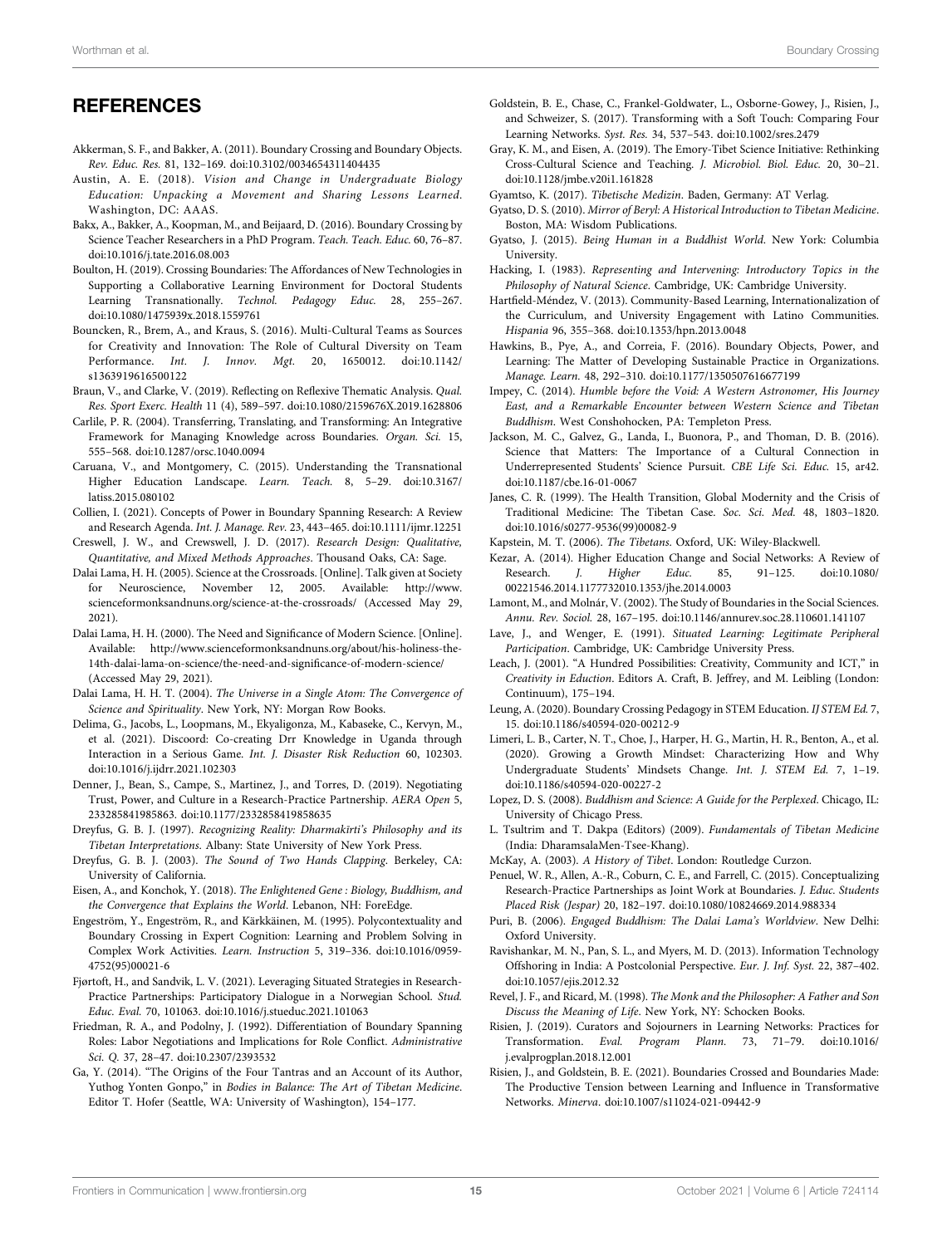## REFERENCES

Akkerman, S. F., and Bakker, A. (2011). Boundary Crossing and Boundary Objects. *Rev. Educ. Res.* 81, 132–169. doi:10.3102/0034654311404435

Austin, A. E. (2018). *Vision and Change in Undergraduate Biology Education: Unpacking a Movement and Sharing Lessons Learned*. Washington, DC: AAAS.

Bakx, A., Bakker, A., Koopman, M., and Beijaard, D. (2016). Boundary Crossing by Science Teacher Researchers in a PhD Program. *Teach. Teach. Educ.* 60, 76–87. doi:10.1016/j.tate.2016.08.003

Boulton, H. (2019). Crossing Boundaries: The Affordances of New Technologies in Supporting a Collaborative Learning Environment for Doctoral Students Learning Transnationally. *Technol. Pedagogy Educ.* 28, 255–267. doi:10.1080/1475939x.2018.1559761

Bouncken, R., Brem, A., and Kraus, S. (2016). Multi-Cultural Teams as Sources for Creativity and Innovation: The Role of Cultural Diversity on Team Performance. *Int. J. Innov. Mgt.* 20, 1650012. doi:10.1142/s1363919616500122

Braun, V., and Clarke, V. (2019). Reflecting on Reflexive Thematic Analysis. *Qual. Res. Sport Exerc. Health* 11 (4), 589–597. doi:10.1080/2159676X.2019.1628806

Carlile, P. R. (2004). Transferring, Translating, and Transforming: An Integrative Framework for Managing Knowledge across Boundaries. *Organ. Sci.* 15, 555–568. doi:10.1287/orsc.1040.0094

Caruana, V., and Montgomery, C. (2015). Understanding the Transnational Higher Education Landscape. *Learn. Teach.* 8, 5–29. doi:10.3167/latiss.2015.080102

Collien, I. (2021). Concepts of Power in Boundary Spanning Research: A Review and Research Agenda. *Int. J. Manage. Rev.* 23, 443–465. doi:10.1111/ijmr.12251

Creswell, J. W., and Crewswell, J. D. (2017). *Research Design: Qualitative, Quantitative, and Mixed Methods Approaches*. Thousand Oaks, CA: Sage.

Dalai Lama, H. H. (2005). Science at the Crossroads. [Online]. Talk given at Society for Neuroscience, November 12, 2005. Available: http://www.scienceformonksandnuns.org/science-at-the-crossroads/ (Accessed May 29, 2021).

Dalai Lama, H. H. (2000). The Need and Significance of Modern Science. [Online]. Available: http://www.scienceformonksandnuns.org/about/his-holiness-the-14th-dalai-lama-on-science/the-need-and-significance-of-modern-science/ (Accessed May 29, 2021).

Dalai Lama, H. H. T. (2004). *The Universe in a Single Atom: The Convergence of Science and Spirituality*. New York, NY: Morgan Row Books.

Delima, G., Jacobs, L., Loopmans, M., Ekyaligonza, M., Kabaseke, C., Kervyn, M., et al. (2021). Discoord: Co-creating Drr Knowledge in Uganda through Interaction in a Serious Game. *Int. J. Disaster Risk Reduction* 60, 102303. doi:10.1016/j.ijdrr.2021.102303

Denner, J., Bean, S., Campe, S., Martinez, J., and Torres, D. (2019). Negotiating Trust, Power, and Culture in a Research-Practice Partnership. *AERA Open* 5, 233285841985863. doi:10.1177/2332858419858635

Dreyfus, G. B. J. (1997). *Recognizing Reality: Dharmakīrti's Philosophy and its Tibetan Interpretations*. Albany: State University of New York Press.

Dreyfus, G. B. J. (2003). *The Sound of Two Hands Clapping*. Berkeley, CA: University of California.

Eisen, A., and Konchok, Y. (2018). *The Enlightened Gene : Biology, Buddhism, and the Convergence that Explains the World*. Lebanon, NH: ForeEdge.

Engeström, Y., Engeström, R., and Kärkkäinen, M. (1995). Polycontextuality and Boundary Crossing in Expert Cognition: Learning and Problem Solving in Complex Work Activities. *Learn. Instruction* 5, 319–336. doi:10.1016/0959-4752(95)00021-6

Fjørtoft, H., and Sandvik, L. V. (2021). Leveraging Situated Strategies in Research-Practice Partnerships: Participatory Dialogue in a Norwegian School. *Stud. Educ. Eval.* 70, 101063. doi:10.1016/j.stueduc.2021.101063

Friedman, R. A., and Podolny, J. (1992). Differentiation of Boundary Spanning Roles: Labor Negotiations and Implications for Role Conflict. *Administrative Sci. Q.* 37, 28–47. doi:10.2307/2393532

Ga, Y. (2014). "The Origins of the Four Tantras and an Account of its Author, Yuthog Yonten Gonpo," in *Bodies in Balance: The Art of Tibetan Medicine*. Editor T. Hofer (Seattle, WA: University of Washington), 154–177.

Goldstein, B. E., Chase, C., Frankel-Goldwater, L., Osborne-Gowey, J., Risien, J., and Schweizer, S. (2017). Transforming with a Soft Touch: Comparing Four Learning Networks. *Syst. Res.* 34, 537–543. doi:10.1002/sres.2479

Gray, K. M., and Eisen, A. (2019). The Emory-Tibet Science Initiative: Rethinking Cross-Cultural Science and Teaching. *J. Microbiol. Biol. Educ.* 20, 30–21. doi:10.1128/jmbe.v20i1.161828

Gyamtso, K. (2017). *Tibetische Medizin*. Baden, Germany: AT Verlag.

Gyatso, D. S. (2010). *Mirror of Beryl: A Historical Introduction to Tibetan Medicine*. Boston, MA: Wisdom Publications.

Gyatso, J. (2015). *Being Human in a Buddhist World*. New York: Columbia University.

Hacking, I. (1983). *Representing and Intervening: Introductory Topics in the Philosophy of Natural Science*. Cambridge, UK: Cambridge University.

Hartfield-Méndez, V. (2013). Community-Based Learning, Internationalization of the Curriculum, and University Engagement with Latino Communities. *Hispania* 96, 355–368. doi:10.1353/hpn.2013.0048

Hawkins, B., Pye, A., and Correia, F. (2016). Boundary Objects, Power, and Learning: The Matter of Developing Sustainable Practice in Organizations. *Manage. Learn.* 48, 292–310. doi:10.1177/1350507616677199

Impey, C. (2014). *Humble before the Void: A Western Astronomer, His Journey East, and a Remarkable Encounter between Western Science and Tibetan Buddhism*. West Conshohocken, PA: Templeton Press.

Jackson, M. C., Galvez, G., Landa, I., Buonora, P., and Thoman, D. B. (2016). Science that Matters: The Importance of a Cultural Connection in Underrepresented Students' Science Pursuit. *CBE Life Sci. Educ.* 15, ar42. doi:10.1187/cbe.16-01-0067

Janes, C. R. (1999). The Health Transition, Global Modernity and the Crisis of Traditional Medicine: The Tibetan Case. *Soc. Sci. Med.* 48, 1803–1820. doi:10.1016/s0277-9536(99)00082-9

Kapstein, M. T. (2006). *The Tibetans*. Oxford, UK: Wiley-Blackwell.

Kezar, A. (2014). Higher Education Change and Social Networks: A Review of Research. *J. Higher Educ.* 85, 91–125. doi:10.1080/00221546.2014.1177732010.1353/jhe.2014.0003

Lamont, M., and Molnár, V. (2002). The Study of Boundaries in the Social Sciences. *Annu. Rev. Sociol.* 28, 167–195. doi:10.1146/annurev.soc.28.110601.141107

Lave, J., and Wenger, E. (1991). *Situated Learning: Legitimate Peripheral Participation*. Cambridge, UK: Cambridge University Press.

Leach, J. (2001). "A Hundred Possibilities: Creativity, Community and ICT," in *Creativity in Eduction*. Editors A. Craft, B. Jeffrey, and M. Leibling (London: Continuum), 175–194.

Leung, A. (2020). Boundary Crossing Pedagogy in STEM Education. *IJ STEM Ed.* 7, 15. doi:10.1186/s40594-020-00212-9

Limeri, L. B., Carter, N. T., Choe, J., Harper, H. G., Martin, H. R., Benton, A., et al. (2020). Growing a Growth Mindset: Characterizing How and Why Undergraduate Students' Mindsets Change. *Int. J. STEM Ed.* 7, 1–19. doi:10.1186/s40594-020-00227-2

Lopez, D. S. (2008). *Buddhism and Science: A Guide for the Perplexed*. Chicago, IL: University of Chicago Press.

L. Tsultrim and T. Dakpa (Editors) (2009). *Fundamentals of Tibetan Medicine* (India: DharamsalaMen-Tsee-Khang).

McKay, A. (2003). *A History of Tibet*. London: Routledge Curzon.

Penuel, W. R., Allen, A.-R., Coburn, C. E., and Farrell, C. (2015). Conceptualizing Research-Practice Partnerships as Joint Work at Boundaries. *J. Educ. Students Placed Risk (Jespar)* 20, 182–197. doi:10.1080/10824669.2014.988334

Puri, B. (2006). *Engaged Buddhism: The Dalai Lama's Worldview*. New Delhi: Oxford University.

Ravishankar, M. N., Pan, S. L., and Myers, M. D. (2013). Information Technology Offshoring in India: A Postcolonial Perspective. *Eur. J. Inf. Syst.* 22, 387–402. doi:10.1057/ejis.2012.32

Revel, J. F., and Ricard, M. (1998). *The Monk and the Philosopher: A Father and Son Discuss the Meaning of Life*. New York, NY: Schocken Books.

Risien, J. (2019). Curators and Sojourners in Learning Networks: Practices for Transformation. *Eval. Program Plann.* 73, 71–79. doi:10.1016/j.evalprogplan.2018.12.001

Risien, J., and Goldstein, B. E. (2021). Boundaries Crossed and Boundaries Made: The Productive Tension between Learning and Influence in Transformative Networks. *Minerva*. doi:10.1007/s11024-021-09442-9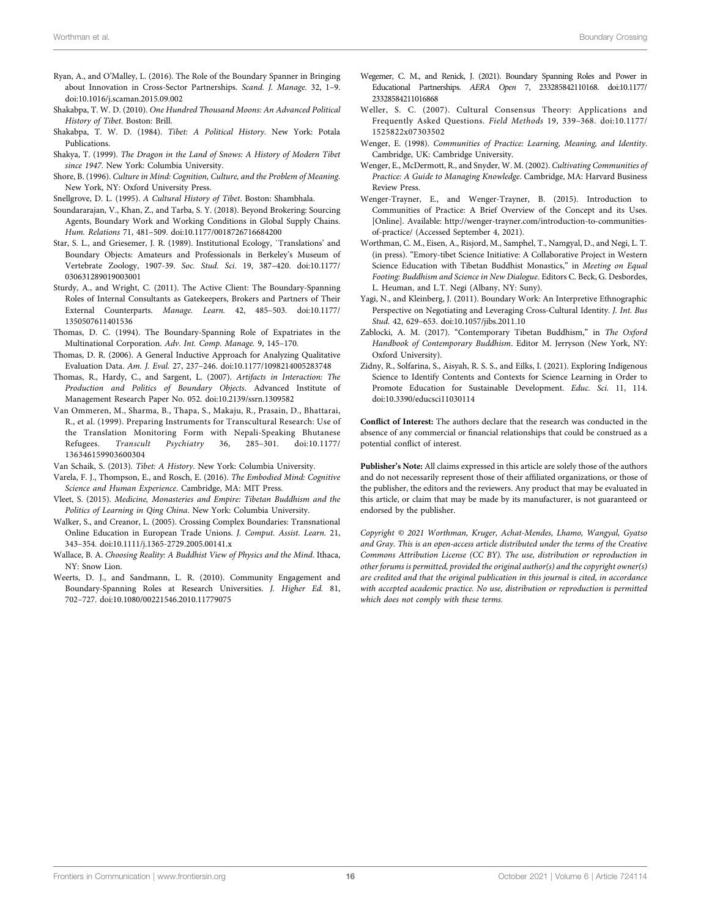Ryan, A., and O'Malley, L. (2016). The Role of the Boundary Spanner in Bringing about Innovation in Cross-Sector Partnerships. *Scand. J. Manage.* 32, 1–9. doi:10.1016/j.scaman.2015.09.002

Shakabpa, T. W. D. (2010). *One Hundred Thousand Moons: An Advanced Political History of Tibet*. Boston: Brill.

Shakabpa, T. W. D. (1984). *Tibet: A Political History*. New York: Potala Publications.

Shakya, T. (1999). *The Dragon in the Land of Snows: A History of Modern Tibet since 1947*. New York: Columbia University.

Shore, B. (1996). *Culture in Mind: Cognition, Culture, and the Problem of Meaning*. New York, NY: Oxford University Press.

Snellgrove, D. L. (1995). *A Cultural History of Tibet*. Boston: Shambhala.

Soundararajan, V., Khan, Z., and Tarba, S. Y. (2018). Beyond Brokering: Sourcing Agents, Boundary Work and Working Conditions in Global Supply Chains. *Hum. Relations* 71, 481–509. doi:10.1177/0018726716684200

Star, S. L., and Griesemer, J. R. (1989). Institutional Ecology, `Translations' and Boundary Objects: Amateurs and Professionals in Berkeley's Museum of Vertebrate Zoology, 1907-39. *Soc. Stud. Sci.* 19, 387–420. doi:10.1177/030631289019003001

Sturdy, A., and Wright, C. (2011). The Active Client: The Boundary-Spanning Roles of Internal Consultants as Gatekeepers, Brokers and Partners of Their External Counterparts. *Manage. Learn.* 42, 485–503. doi:10.1177/1350507611401536

Thomas, D. C. (1994). The Boundary-Spanning Role of Expatriates in the Multinational Corporation. *Adv. Int. Comp. Manage.* 9, 145–170.

Thomas, D. R. (2006). A General Inductive Approach for Analyzing Qualitative Evaluation Data. *Am. J. Eval.* 27, 237–246. doi:10.1177/1098214005283748

Thomas, R., Hardy, C., and Sargent, L. (2007). *Artifacts in Interaction: The Production and Politics of Boundary Objects*. Advanced Institute of Management Research Paper No. 052. doi:10.2139/ssrn.1309582

Van Ommeren, M., Sharma, B., Thapa, S., Makaju, R., Prasain, D., Bhattarai, R., et al. (1999). Preparing Instruments for Transcultural Research: Use of the Translation Monitoring Form with Nepali-Speaking Bhutanese Refugees. *Transcult Psychiatry* 36, 285–301. doi:10.1177/136346159903600304

Van Schaik, S. (2013). *Tibet: A History*. New York: Columbia University.

Varela, F. J., Thompson, E., and Rosch, E. (2016). *The Embodied Mind: Cognitive Science and Human Experience*. Cambridge, MA: MIT Press.

Vleet, S. (2015). *Medicine, Monasteries and Empire: Tibetan Buddhism and the Politics of Learning in Qing China*. New York: Columbia University.

Walker, S., and Creanor, L. (2005). Crossing Complex Boundaries: Transnational Online Education in European Trade Unions. *J. Comput. Assist. Learn.* 21, 343–354. doi:10.1111/j.1365-2729.2005.00141.x

Wallace, B. A. *Choosing Reality: A Buddhist View of Physics and the Mind*. Ithaca, NY: Snow Lion.

Weerts, D. J., and Sandmann, L. R. (2010). Community Engagement and Boundary-Spanning Roles at Research Universities. *J. Higher Ed.* 81, 702–727. doi:10.1080/00221546.2010.11779075

Wegemer, C. M., and Renick, J. (2021). Boundary Spanning Roles and Power in Educational Partnerships. *AERA Open* 7, 233285842110168. doi:10.1177/23328584211016868

Weller, S. C. (2007). Cultural Consensus Theory: Applications and Frequently Asked Questions. *Field Methods* 19, 339–368. doi:10.1177/1525822x07303502

Wenger, E. (1998). *Communities of Practice: Learning, Meaning, and Identity*. Cambridge, UK: Cambridge University.

Wenger, E., McDermott, R., and Snyder, W. M. (2002). *Cultivating Communities of Practice: A Guide to Managing Knowledge*. Cambridge, MA: Harvard Business Review Press.

Wenger-Trayner, E., and Wenger-Trayner, B. (2015). Introduction to Communities of Practice: A Brief Overview of the Concept and its Uses. [Online]. Available: http://wenger-trayner.com/introduction-to-communities-of-practice/ (Accessed September 4, 2021).

Worthman, C. M., Eisen, A., Risjord, M., Samphel, T., Namgyal, D., and Negi, L. T. (in press). "Emory-tibet Science Initiative: A Collaborative Project in Western Science Education with Tibetan Buddhist Monastics," in *Meeting on Equal Footing: Buddhism and Science in New Dialogue*. Editors C. Beck, G. Desbordes, L. Heuman, and L.T. Negi (Albany, NY: Suny).

Yagi, N., and Kleinberg, J. (2011). Boundary Work: An Interpretive Ethnographic Perspective on Negotiating and Leveraging Cross-Cultural Identity. *J. Int. Bus Stud.* 42, 629–653. doi:10.1057/jibs.2011.10

Zablocki, A. M. (2017). "Contemporary Tibetan Buddhism," in *The Oxford Handbook of Contemporary Buddhism*. Editor M. Jerryson (New York, NY: Oxford University).

Zidny, R., Solfarina, S., Aisyah, R. S. S., and Eilks, I. (2021). Exploring Indigenous Science to Identify Contents and Contexts for Science Learning in Order to Promote Education for Sustainable Development. *Educ. Sci.* 11, 114. doi:10.3390/educsci11030114

**Conflict of Interest:** The authors declare that the research was conducted in the absence of any commercial or financial relationships that could be construed as a potential conflict of interest.

**Publisher's Note:** All claims expressed in this article are solely those of the authors and do not necessarily represent those of their affiliated organizations, or those of the publisher, the editors and the reviewers. Any product that may be evaluated in this article, or claim that may be made by its manufacturer, is not guaranteed or endorsed by the publisher.

*Copyright © 2021 Worthman, Kruger, Achat-Mendes, Lhamo, Wangyal, Gyatso and Gray. This is an open-access article distributed under the terms of the Creative Commons Attribution License (CC BY). The use, distribution or reproduction in other forums is permitted, provided the original author(s) and the copyright owner(s) are credited and that the original publication in this journal is cited, in accordance with accepted academic practice. No use, distribution or reproduction is permitted which does not comply with these terms.*